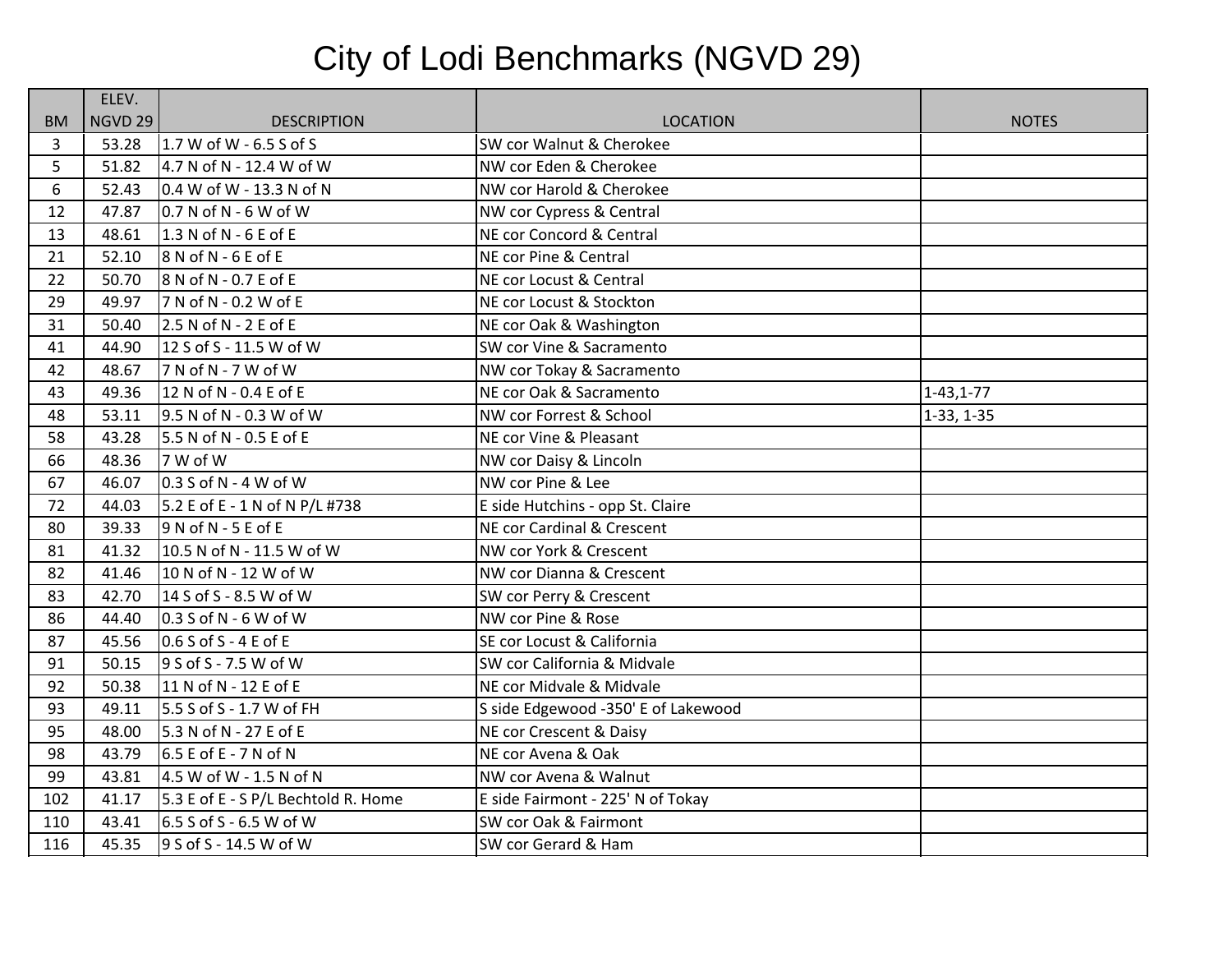# City of Lodi Benchmarks (NGVD 29)

| BM | ELEV. NGVD 29 | DESCRIPTION | LOCATION | NOTES |
|---|---|---|---|---|
| 3 | 53.28 | 1.7 W of W - 6.5 S of S | SW cor Walnut & Cherokee | |
| 5 | 51.82 | 4.7 N of N - 12.4 W of W | NW cor Eden & Cherokee | |
| 6 | 52.43 | 0.4 W of W - 13.3 N of N | NW cor Harold & Cherokee | |
| 12 | 47.87 | 0.7 N of N - 6 W of W | NW cor Cypress & Central | |
| 13 | 48.61 | 1.3 N of N - 6 E of E | NE cor Concord & Central | |
| 21 | 52.10 | 8 N of N - 6 E of E | NE cor Pine & Central | |
| 22 | 50.70 | 8 N of N - 0.7 E of E | NE cor Locust & Central | |
| 29 | 49.97 | 7 N of N - 0.2 W of E | NE cor Locust & Stockton | |
| 31 | 50.40 | 2.5 N of N - 2 E of E | NE cor Oak & Washington | |
| 41 | 44.90 | 12 S of S - 11.5 W of W | SW cor Vine & Sacramento | |
| 42 | 48.67 | 7 N of N - 7 W of W | NW cor Tokay & Sacramento | |
| 43 | 49.36 | 12 N of N - 0.4 E of E | NE cor Oak & Sacramento | 1-43,1-77 |
| 48 | 53.11 | 9.5 N of N - 0.3 W of W | NW cor Forrest & School | 1-33, 1-35 |
| 58 | 43.28 | 5.5 N of N - 0.5 E of E | NE cor Vine & Pleasant | |
| 66 | 48.36 | 7 W of W | NW cor Daisy & Lincoln | |
| 67 | 46.07 | 0.3 S of N - 4 W of W | NW cor Pine & Lee | |
| 72 | 44.03 | 5.2 E of E - 1 N of N P/L #738 | E side Hutchins - opp St. Claire | |
| 80 | 39.33 | 9 N of N - 5 E of E | NE cor Cardinal & Crescent | |
| 81 | 41.32 | 10.5 N of N - 11.5 W of W | NW cor York & Crescent | |
| 82 | 41.46 | 10 N of N - 12 W of W | NW cor Dianna & Crescent | |
| 83 | 42.70 | 14 S of S - 8.5 W of W | SW cor Perry & Crescent | |
| 86 | 44.40 | 0.3 S of N - 6 W of W | NW cor Pine & Rose | |
| 87 | 45.56 | 0.6 S of S - 4 E of E | SE cor Locust & California | |
| 91 | 50.15 | 9 S of S - 7.5 W of W | SW cor California & Midvale | |
| 92 | 50.38 | 11 N of N - 12 E of E | NE cor Midvale & Midvale | |
| 93 | 49.11 | 5.5 S of S - 1.7 W of FH | S side Edgewood -350' E of Lakewood | |
| 95 | 48.00 | 5.3 N of N - 27 E of E | NE cor Crescent & Daisy | |
| 98 | 43.79 | 6.5 E of E - 7 N of N | NE cor Avena & Oak | |
| 99 | 43.81 | 4.5 W of W - 1.5 N of N | NW cor Avena & Walnut | |
| 102 | 41.17 | 5.3 E of E - S P/L Bechtold R. Home | E side Fairmont - 225' N of Tokay | |
| 110 | 43.41 | 6.5 S of S - 6.5 W of W | SW cor Oak & Fairmont | |
| 116 | 45.35 | 9 S of S - 14.5 W of W | SW cor Gerard & Ham | |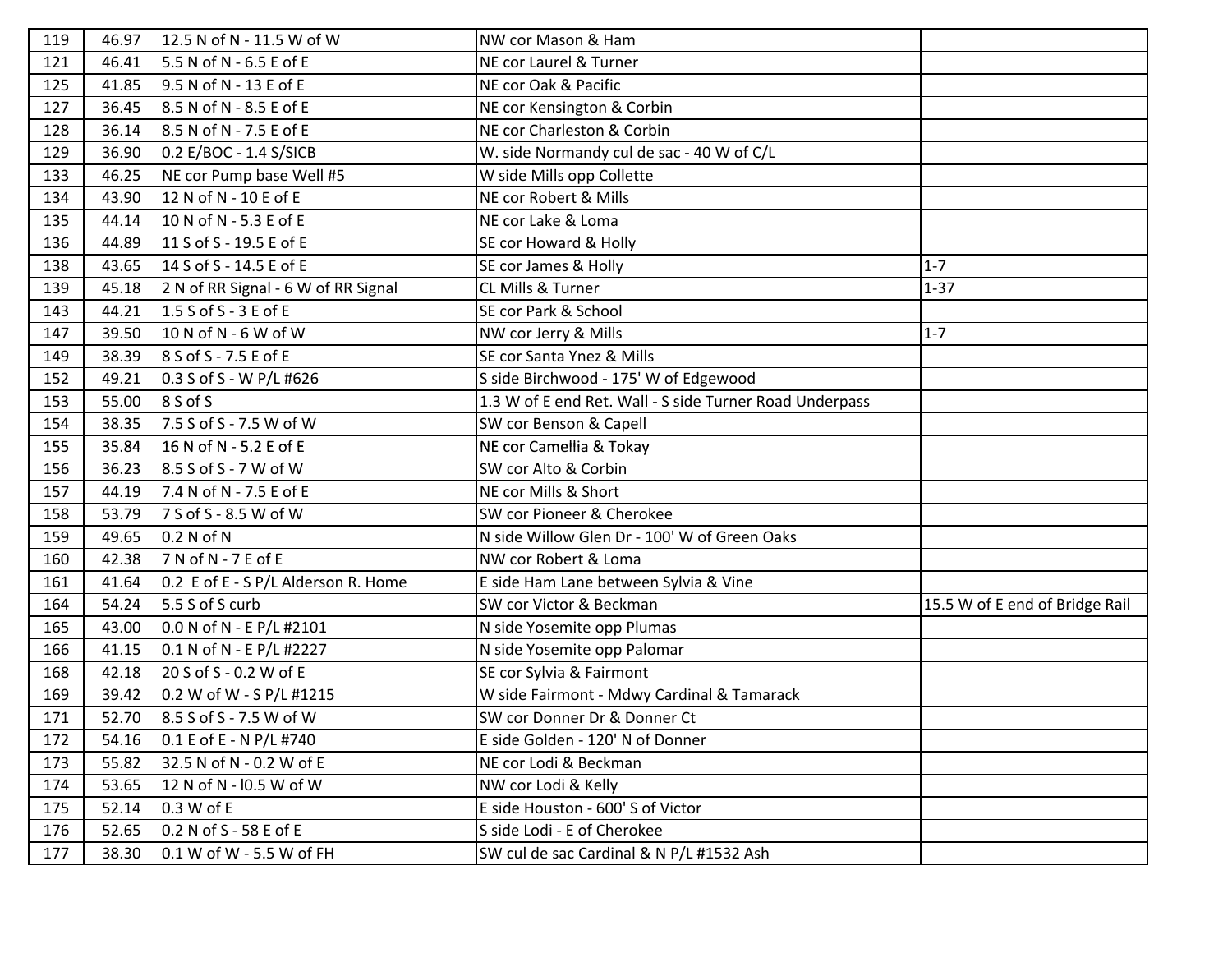|  |  |  |  |  |
| --- | --- | --- | --- | --- |
| 119 | 46.97 | 12.5 N of N - 11.5 W of W | NW cor Mason & Ham |  |
| 121 | 46.41 | 5.5 N of N - 6.5 E of E | NE cor Laurel & Turner |  |
| 125 | 41.85 | 9.5 N of N - 13 E of E | NE cor Oak & Pacific |  |
| 127 | 36.45 | 8.5 N of N - 8.5 E of E | NE cor Kensington & Corbin |  |
| 128 | 36.14 | 8.5 N of N - 7.5 E of E | NE cor Charleston & Corbin |  |
| 129 | 36.90 | 0.2 E/BOC - 1.4 S/SICB | W. side Normandy cul de sac - 40 W of C/L |  |
| 133 | 46.25 | NE cor Pump base Well #5 | W side Mills opp Collette |  |
| 134 | 43.90 | 12 N of N - 10 E of E | NE cor Robert & Mills |  |
| 135 | 44.14 | 10 N of N - 5.3 E of E | NE cor Lake & Loma |  |
| 136 | 44.89 | 11 S of S - 19.5 E of E | SE cor Howard & Holly |  |
| 138 | 43.65 | 14 S of S - 14.5 E of E | SE cor James & Holly | 1-7 |
| 139 | 45.18 | 2 N of RR Signal - 6 W of RR Signal | CL Mills & Turner | 1-37 |
| 143 | 44.21 | 1.5 S of S - 3 E of E | SE cor Park & School |  |
| 147 | 39.50 | 10 N of N - 6 W of W | NW cor Jerry & Mills | 1-7 |
| 149 | 38.39 | 8 S of S - 7.5 E of E | SE cor Santa Ynez & Mills |  |
| 152 | 49.21 | 0.3 S of S - W P/L #626 | S side Birchwood - 175' W of Edgewood |  |
| 153 | 55.00 | 8 S of S | 1.3 W of E end Ret. Wall - S side Turner Road Underpass |  |
| 154 | 38.35 | 7.5 S of S - 7.5 W of W | SW cor Benson & Capell |  |
| 155 | 35.84 | 16 N of N - 5.2 E of E | NE cor Camellia & Tokay |  |
| 156 | 36.23 | 8.5 S of S - 7 W of W | SW cor Alto & Corbin |  |
| 157 | 44.19 | 7.4 N of N - 7.5 E of E | NE cor Mills & Short |  |
| 158 | 53.79 | 7 S of S - 8.5 W of W | SW cor Pioneer & Cherokee |  |
| 159 | 49.65 | 0.2 N of N | N side Willow Glen Dr - 100' W of Green Oaks |  |
| 160 | 42.38 | 7 N of N - 7 E of E | NW cor Robert & Loma |  |
| 161 | 41.64 | 0.2 E of E - S P/L Alderson R. Home | E side Ham Lane between Sylvia & Vine |  |
| 164 | 54.24 | 5.5 S of S curb | SW cor Victor & Beckman | 15.5 W of E end of Bridge Rail |
| 165 | 43.00 | 0.0 N of N - E P/L #2101 | N side Yosemite opp Plumas |  |
| 166 | 41.15 | 0.1 N of N - E P/L #2227 | N side Yosemite opp Palomar |  |
| 168 | 42.18 | 20 S of S - 0.2 W of E | SE cor Sylvia & Fairmont |  |
| 169 | 39.42 | 0.2 W of W - S P/L #1215 | W side Fairmont - Mdwy Cardinal & Tamarack |  |
| 171 | 52.70 | 8.5 S of S - 7.5 W of W | SW cor Donner Dr & Donner Ct |  |
| 172 | 54.16 | 0.1 E of E - N P/L #740 | E side Golden - 120' N of Donner |  |
| 173 | 55.82 | 32.5 N of N - 0.2 W of E | NE cor Lodi & Beckman |  |
| 174 | 53.65 | 12 N of N - l0.5 W of W | NW cor Lodi & Kelly |  |
| 175 | 52.14 | 0.3 W of E | E side Houston - 600' S of Victor |  |
| 176 | 52.65 | 0.2 N of S - 58 E of E | S side Lodi - E of Cherokee |  |
| 177 | 38.30 | 0.1 W of W - 5.5 W of FH | SW cul de sac Cardinal & N P/L #1532 Ash |  |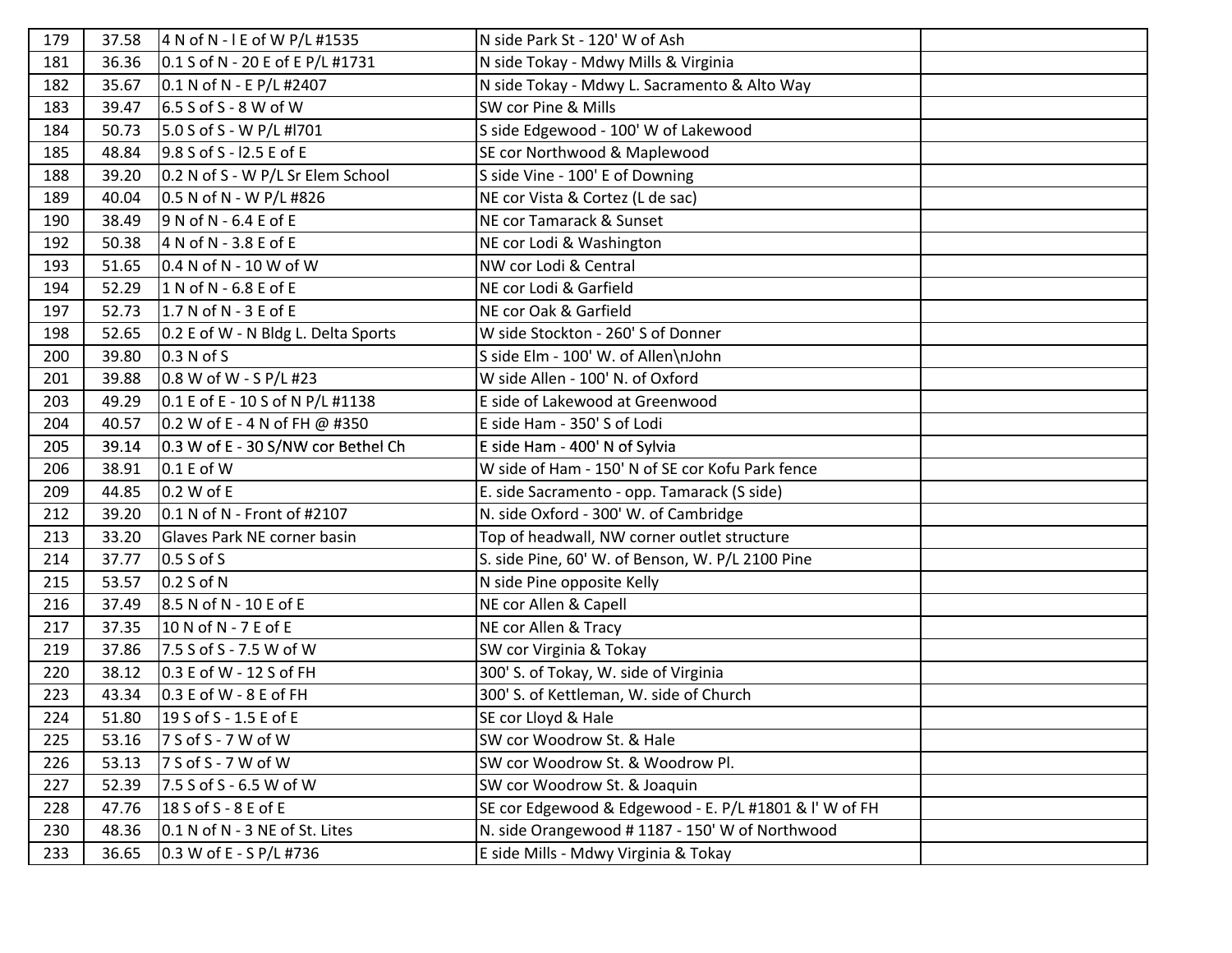| 179 | 37.58 | 4 N of N - l E of W P/L #1535 | N side Park St - 120' W of Ash | |
|---|---|---|---|---|
| 181 | 36.36 | 0.1 S of N - 20 E of E P/L #1731 | N side Tokay - Mdwy Mills & Virginia | |
| 182 | 35.67 | 0.1 N of N - E P/L #2407 | N side Tokay - Mdwy L. Sacramento & Alto Way | |
| 183 | 39.47 | 6.5 S of S - 8 W of W | SW cor Pine & Mills | |
| 184 | 50.73 | 5.0 S of S - W P/L #l701 | S side Edgewood - 100' W of Lakewood | |
| 185 | 48.84 | 9.8 S of S - l2.5 E of E | SE cor Northwood & Maplewood | |
| 188 | 39.20 | 0.2 N of S - W P/L Sr Elem School | S side Vine - 100' E of Downing | |
| 189 | 40.04 | 0.5 N of N - W P/L #826 | NE cor Vista & Cortez (L de sac) | |
| 190 | 38.49 | 9 N of N - 6.4 E of E | NE cor Tamarack & Sunset | |
| 192 | 50.38 | 4 N of N - 3.8 E of E | NE cor Lodi & Washington | |
| 193 | 51.65 | 0.4 N of N - 10 W of W | NW cor Lodi & Central | |
| 194 | 52.29 | 1 N of N - 6.8 E of E | NE cor Lodi & Garfield | |
| 197 | 52.73 | 1.7 N of N - 3 E of E | NE cor Oak & Garfield | |
| 198 | 52.65 | 0.2 E of W - N Bldg L. Delta Sports | W side Stockton - 260' S of Donner | |
| 200 | 39.80 | 0.3 N of S | S side Elm - 100' W. of Allen\nJohn | |
| 201 | 39.88 | 0.8 W of W - S P/L #23 | W side Allen - 100' N. of Oxford | |
| 203 | 49.29 | 0.1 E of E - 10 S of N P/L #1138 | E side of Lakewood at Greenwood | |
| 204 | 40.57 | 0.2 W of E - 4 N of FH @ #350 | E side Ham - 350' S of Lodi | |
| 205 | 39.14 | 0.3 W of E - 30 S/NW cor Bethel Ch | E side Ham - 400' N of Sylvia | |
| 206 | 38.91 | 0.1 E of W | W side of Ham - 150' N of SE cor Kofu Park fence | |
| 209 | 44.85 | 0.2 W of E | E. side Sacramento - opp. Tamarack (S side) | |
| 212 | 39.20 | 0.1 N of N - Front of #2107 | N. side Oxford - 300' W. of Cambridge | |
| 213 | 33.20 | Glaves Park NE corner basin | Top of headwall, NW corner outlet structure | |
| 214 | 37.77 | 0.5 S of S | S. side Pine, 60' W. of Benson, W. P/L 2100 Pine | |
| 215 | 53.57 | 0.2 S of N | N side Pine opposite Kelly | |
| 216 | 37.49 | 8.5 N of N - 10 E of E | NE cor Allen & Capell | |
| 217 | 37.35 | 10 N of N - 7 E of E | NE cor Allen & Tracy | |
| 219 | 37.86 | 7.5 S of S - 7.5 W of W | SW cor Virginia & Tokay | |
| 220 | 38.12 | 0.3 E of W - 12 S of FH | 300' S. of Tokay, W. side of Virginia | |
| 223 | 43.34 | 0.3 E of W - 8 E of FH | 300' S. of Kettleman, W. side of Church | |
| 224 | 51.80 | 19 S of S - 1.5 E of E | SE cor Lloyd & Hale | |
| 225 | 53.16 | 7 S of S - 7 W of W | SW cor Woodrow St. & Hale | |
| 226 | 53.13 | 7 S of S - 7 W of W | SW cor Woodrow St. & Woodrow Pl. | |
| 227 | 52.39 | 7.5 S of S - 6.5 W of W | SW cor Woodrow St. & Joaquin | |
| 228 | 47.76 | 18 S of S - 8 E of E | SE cor Edgewood & Edgewood - E. P/L #1801 & l' W of FH | |
| 230 | 48.36 | 0.1 N of N - 3 NE of St. Lites | N. side Orangewood # 1187 - 150' W of Northwood | |
| 233 | 36.65 | 0.3 W of E - S P/L #736 | E side Mills - Mdwy Virginia & Tokay | |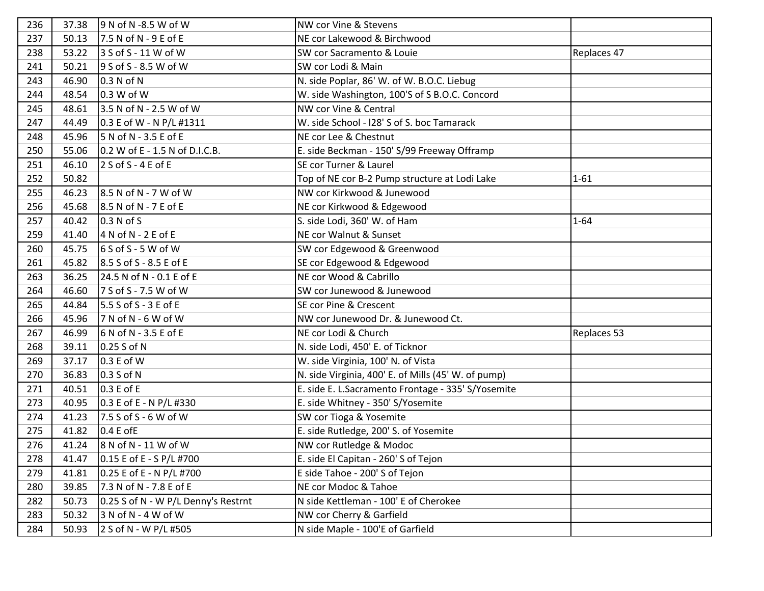| | | | | |
|---|---|---|---|---|
| 236 | 37.38 | 9 N of N -8.5 W of W | NW cor Vine & Stevens | |
| 237 | 50.13 | 7.5 N of N - 9 E of E | NE cor Lakewood & Birchwood | |
| 238 | 53.22 | 3 S of S - 11 W of W | SW cor Sacramento & Louie | Replaces 47 |
| 241 | 50.21 | 9 S of S - 8.5 W of W | SW cor Lodi & Main | |
| 243 | 46.90 | 0.3 N of N | N. side Poplar, 86' W. of W. B.O.C. Liebug | |
| 244 | 48.54 | 0.3 W of W | W. side Washington, 100'S of S B.O.C. Concord | |
| 245 | 48.61 | 3.5 N of N - 2.5 W of W | NW cor Vine & Central | |
| 247 | 44.49 | 0.3 E of W - N P/L #1311 | W. side School - l28' S of S. boc Tamarack | |
| 248 | 45.96 | 5 N of N - 3.5 E of E | NE cor Lee & Chestnut | |
| 250 | 55.06 | 0.2 W of E - 1.5 N of D.I.C.B. | E. side Beckman - 150' S/99 Freeway Offramp | |
| 251 | 46.10 | 2 S of S - 4 E of E | SE cor Turner & Laurel | |
| 252 | 50.82 | | Top of NE cor B-2 Pump structure at Lodi Lake | 1-61 |
| 255 | 46.23 | 8.5 N of N - 7 W of W | NW cor Kirkwood & Junewood | |
| 256 | 45.68 | 8.5 N of N - 7 E of E | NE cor Kirkwood & Edgewood | |
| 257 | 40.42 | 0.3 N of S | S. side Lodi, 360' W. of Ham | 1-64 |
| 259 | 41.40 | 4 N of N - 2 E of E | NE cor Walnut & Sunset | |
| 260 | 45.75 | 6 S of S - 5 W of W | SW cor Edgewood & Greenwood | |
| 261 | 45.82 | 8.5 S of S - 8.5 E of E | SE cor Edgewood & Edgewood | |
| 263 | 36.25 | 24.5 N of N - 0.1 E of E | NE cor Wood & Cabrillo | |
| 264 | 46.60 | 7 S of S - 7.5 W of W | SW cor Junewood & Junewood | |
| 265 | 44.84 | 5.5 S of S - 3 E of E | SE cor Pine & Crescent | |
| 266 | 45.96 | 7 N of N - 6 W of W | NW cor Junewood Dr. & Junewood Ct. | |
| 267 | 46.99 | 6 N of N - 3.5 E of E | NE cor Lodi & Church | Replaces 53 |
| 268 | 39.11 | 0.25 S of N | N. side Lodi, 450' E. of Ticknor | |
| 269 | 37.17 | 0.3 E of W | W. side Virginia, 100' N. of Vista | |
| 270 | 36.83 | 0.3 S of N | N. side Virginia, 400' E. of Mills (45' W. of pump) | |
| 271 | 40.51 | 0.3 E of E | E. side E. L.Sacramento Frontage - 335' S/Yosemite | |
| 273 | 40.95 | 0.3 E of E - N P/L #330 | E. side Whitney - 350' S/Yosemite | |
| 274 | 41.23 | 7.5 S of S - 6 W of W | SW cor Tioga & Yosemite | |
| 275 | 41.82 | 0.4 E ofE | E. side Rutledge, 200' S. of Yosemite | |
| 276 | 41.24 | 8 N of N - 11 W of W | NW cor Rutledge & Modoc | |
| 278 | 41.47 | 0.15 E of E - S P/L #700 | E. side El Capitan - 260' S of Tejon | |
| 279 | 41.81 | 0.25 E of E - N P/L #700 | E side Tahoe - 200' S of Tejon | |
| 280 | 39.85 | 7.3 N of N - 7.8 E of E | NE cor Modoc & Tahoe | |
| 282 | 50.73 | 0.25 S of N - W P/L Denny's Restrnt | N side Kettleman - 100' E of Cherokee | |
| 283 | 50.32 | 3 N of N - 4 W of W | NW cor Cherry & Garfield | |
| 284 | 50.93 | 2 S of N - W P/L #505 | N side Maple - 100'E of Garfield | |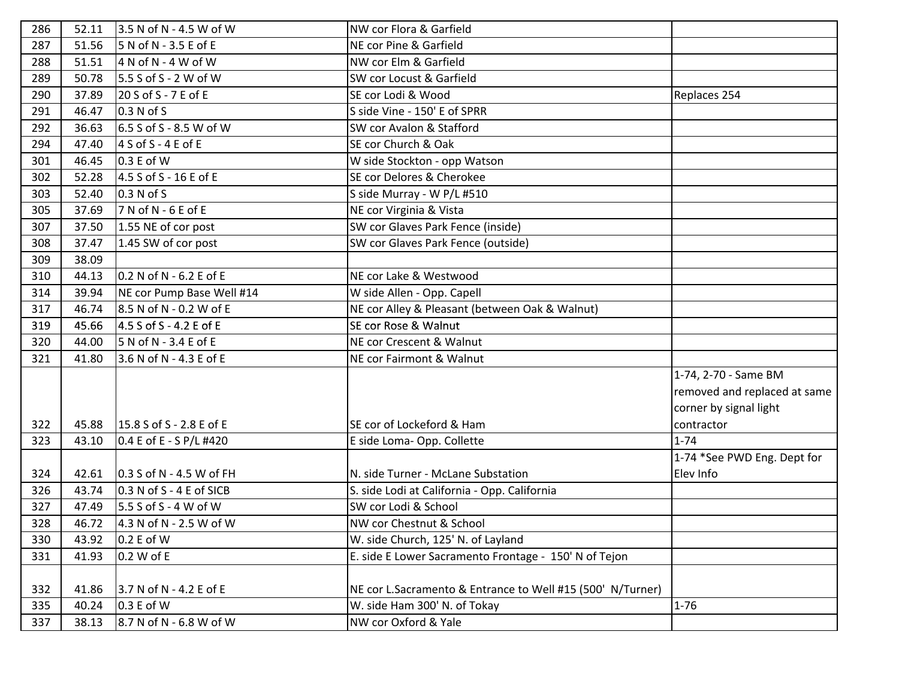| | | | | |
|---|---|---|---|---|
| 286 | 52.11 | 3.5 N of N - 4.5 W of W | NW cor Flora & Garfield | |
| 287 | 51.56 | 5 N of N - 3.5 E of E | NE cor Pine & Garfield | |
| 288 | 51.51 | 4 N of N - 4 W of W | NW cor Elm & Garfield | |
| 289 | 50.78 | 5.5 S of S - 2 W of W | SW cor Locust & Garfield | |
| 290 | 37.89 | 20 S of S - 7 E of E | SE cor Lodi & Wood | Replaces 254 |
| 291 | 46.47 | 0.3 N of S | S side Vine - 150' E of SPRR | |
| 292 | 36.63 | 6.5 S of S - 8.5 W of W | SW cor Avalon & Stafford | |
| 294 | 47.40 | 4 S of S - 4 E of E | SE cor Church & Oak | |
| 301 | 46.45 | 0.3 E of W | W side Stockton - opp Watson | |
| 302 | 52.28 | 4.5 S of S - 16 E of E | SE cor Delores & Cherokee | |
| 303 | 52.40 | 0.3 N of S | S side Murray - W P/L #510 | |
| 305 | 37.69 | 7 N of N - 6 E of E | NE cor Virginia & Vista | |
| 307 | 37.50 | 1.55 NE of cor post | SW cor Glaves Park Fence (inside) | |
| 308 | 37.47 | 1.45 SW of cor post | SW cor Glaves Park Fence (outside) | |
| 309 | 38.09 | | | |
| 310 | 44.13 | 0.2 N of N - 6.2 E of E | NE cor Lake & Westwood | |
| 314 | 39.94 | NE cor Pump Base Well #14 | W side Allen - Opp. Capell | |
| 317 | 46.74 | 8.5 N of N - 0.2 W of E | NE cor Alley & Pleasant (between Oak & Walnut) | |
| 319 | 45.66 | 4.5 S of S - 4.2 E of E | SE cor Rose & Walnut | |
| 320 | 44.00 | 5 N of N - 3.4 E of E | NE cor Crescent & Walnut | |
| 321 | 41.80 | 3.6 N of N - 4.3 E of E | NE cor Fairmont & Walnut | |
| 322 | 45.88 | 15.8 S of S - 2.8 E of E | SE cor of Lockeford & Ham | 1-74, 2-70 - Same BM removed and replaced at same corner by signal light contractor |
| 323 | 43.10 | 0.4 E of E - S P/L #420 | E side Loma- Opp. Collette | 1-74 |
| 324 | 42.61 | 0.3 S of N - 4.5 W of FH | N. side Turner - McLane Substation | 1-74 *See PWD Eng. Dept for Elev Info |
| 326 | 43.74 | 0.3 N of S - 4 E of SICB | S. side Lodi at California - Opp. California | |
| 327 | 47.49 | 5.5 S of S - 4 W of W | SW cor Lodi & School | |
| 328 | 46.72 | 4.3 N of N - 2.5 W of W | NW cor Chestnut & School | |
| 330 | 43.92 | 0.2 E of W | W. side Church, 125' N. of Layland | |
| 331 | 41.93 | 0.2 W of E | E. side E Lower Sacramento Frontage - 150' N of Tejon | |
| 332 | 41.86 | 3.7 N of N - 4.2 E of E | NE cor L.Sacramento & Entrance to Well #15 (500' N/Turner) | |
| 335 | 40.24 | 0.3 E of W | W. side Ham 300' N. of Tokay | 1-76 |
| 337 | 38.13 | 8.7 N of N - 6.8 W of W | NW cor Oxford & Yale | |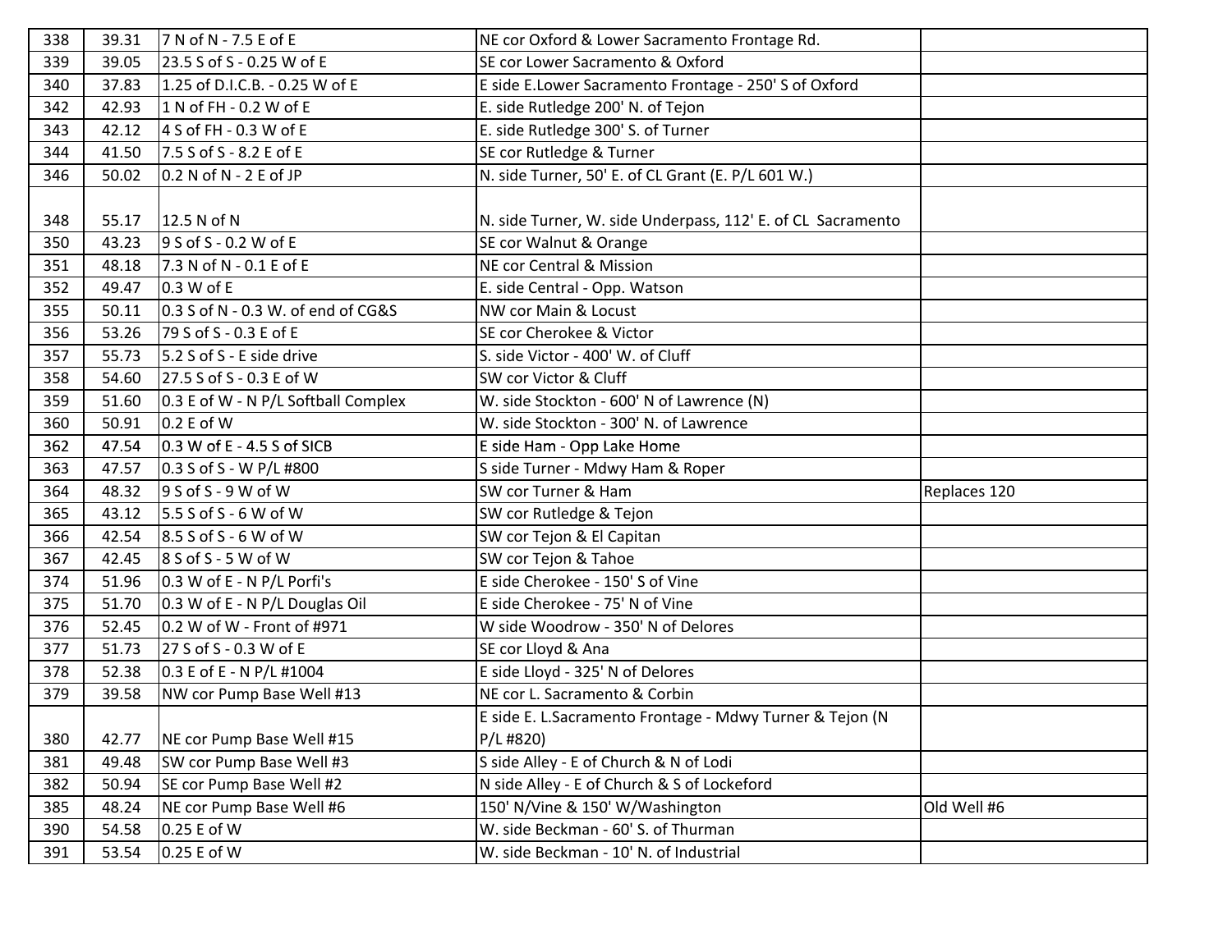| | | | | |
|---|---|---|---|---|
| 338 | 39.31 | 7 N of N - 7.5 E of E | NE cor Oxford & Lower Sacramento Frontage Rd. | |
| 339 | 39.05 | 23.5 S of S - 0.25 W of E | SE cor Lower Sacramento & Oxford | |
| 340 | 37.83 | 1.25 of D.I.C.B. - 0.25 W of E | E side E.Lower Sacramento Frontage - 250' S of Oxford | |
| 342 | 42.93 | 1 N of FH - 0.2 W of E | E. side Rutledge 200' N. of Tejon | |
| 343 | 42.12 | 4 S of FH - 0.3 W of E | E. side Rutledge 300' S. of Turner | |
| 344 | 41.50 | 7.5 S of S - 8.2 E of E | SE cor Rutledge & Turner | |
| 346 | 50.02 | 0.2 N of N - 2 E of JP | N. side Turner, 50' E. of CL Grant (E. P/L 601 W.) | |
| 348 | 55.17 | 12.5 N of N | N. side Turner, W. side Underpass, 112' E. of CL Sacramento | |
| 350 | 43.23 | 9 S of S - 0.2 W of E | SE cor Walnut & Orange | |
| 351 | 48.18 | 7.3 N of N - 0.1 E of E | NE cor Central & Mission | |
| 352 | 49.47 | 0.3 W of E | E. side Central - Opp. Watson | |
| 355 | 50.11 | 0.3 S of N - 0.3 W. of end of CG&S | NW cor Main & Locust | |
| 356 | 53.26 | 79 S of S - 0.3 E of E | SE cor Cherokee & Victor | |
| 357 | 55.73 | 5.2 S of S - E side drive | S. side Victor - 400' W. of Cluff | |
| 358 | 54.60 | 27.5 S of S - 0.3 E of W | SW cor Victor & Cluff | |
| 359 | 51.60 | 0.3 E of W - N P/L Softball Complex | W. side Stockton - 600' N of Lawrence (N) | |
| 360 | 50.91 | 0.2 E of W | W. side Stockton - 300' N. of Lawrence | |
| 362 | 47.54 | 0.3 W of E - 4.5 S of SICB | E side Ham - Opp Lake Home | |
| 363 | 47.57 | 0.3 S of S - W P/L #800 | S side Turner - Mdwy Ham & Roper | |
| 364 | 48.32 | 9 S of S - 9 W of W | SW cor Turner & Ham | Replaces 120 |
| 365 | 43.12 | 5.5 S of S - 6 W of W | SW cor Rutledge & Tejon | |
| 366 | 42.54 | 8.5 S of S - 6 W of W | SW cor Tejon & El Capitan | |
| 367 | 42.45 | 8 S of S - 5 W of W | SW cor Tejon & Tahoe | |
| 374 | 51.96 | 0.3 W of E - N P/L Porfi's | E side Cherokee - 150' S of Vine | |
| 375 | 51.70 | 0.3 W of E - N P/L Douglas Oil | E side Cherokee - 75' N of Vine | |
| 376 | 52.45 | 0.2 W of W - Front of #971 | W side Woodrow - 350' N of Delores | |
| 377 | 51.73 | 27 S of S - 0.3 W of E | SE cor Lloyd & Ana | |
| 378 | 52.38 | 0.3 E of E - N P/L #1004 | E side Lloyd - 325' N of Delores | |
| 379 | 39.58 | NW cor Pump Base Well #13 | NE cor L. Sacramento & Corbin | |
| 380 | 42.77 | NE cor Pump Base Well #15 | E side E. L.Sacramento Frontage - Mdwy Turner & Tejon (N P/L #820) | |
| 381 | 49.48 | SW cor Pump Base Well #3 | S side Alley - E of Church & N of Lodi | |
| 382 | 50.94 | SE cor Pump Base Well #2 | N side Alley - E of Church & S of Lockeford | |
| 385 | 48.24 | NE cor Pump Base Well #6 | 150' N/Vine & 150' W/Washington | Old Well #6 |
| 390 | 54.58 | 0.25 E of W | W. side Beckman - 60' S. of Thurman | |
| 391 | 53.54 | 0.25 E of W | W. side Beckman - 10' N. of Industrial | |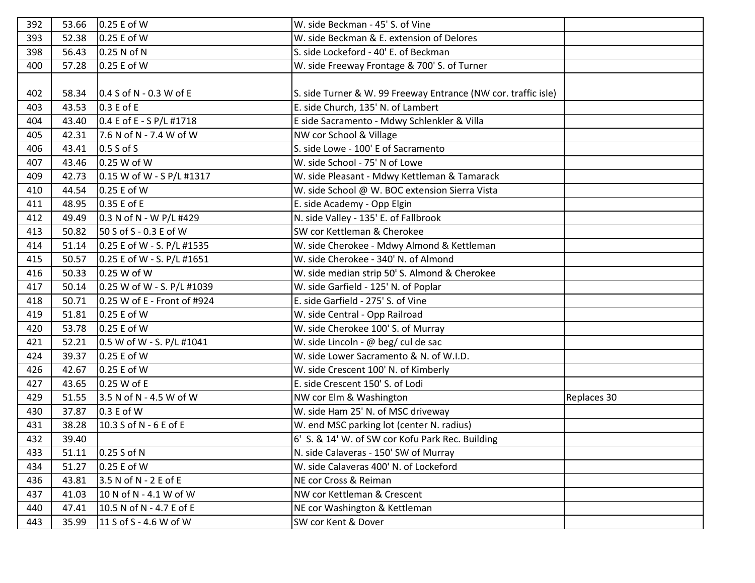| | | | | |
|---|---|---|---|---|
| 392 | 53.66 | 0.25 E of W | W. side Beckman - 45' S. of Vine | |
| 393 | 52.38 | 0.25 E of W | W. side Beckman & E. extension of Delores | |
| 398 | 56.43 | 0.25 N of N | S. side Lockeford - 40' E. of Beckman | |
| 400 | 57.28 | 0.25 E of W | W. side Freeway Frontage & 700' S. of Turner | |
| 402 | 58.34 | 0.4 S of N - 0.3 W of E | S. side Turner & W. 99 Freeway Entrance (NW cor. traffic isle) | |
| 403 | 43.53 | 0.3 E of E | E. side Church, 135' N. of Lambert | |
| 404 | 43.40 | 0.4 E of E - S P/L #1718 | E side Sacramento - Mdwy Schlenkler & Villa | |
| 405 | 42.31 | 7.6 N of N - 7.4 W of W | NW cor School & Village | |
| 406 | 43.41 | 0.5 S of S | S. side Lowe - 100' E of Sacramento | |
| 407 | 43.46 | 0.25 W of W | W. side School - 75' N of Lowe | |
| 409 | 42.73 | 0.15 W of W - S P/L #1317 | W. side Pleasant - Mdwy Kettleman & Tamarack | |
| 410 | 44.54 | 0.25 E of W | W. side School @ W. BOC extension Sierra Vista | |
| 411 | 48.95 | 0.35 E of E | E. side Academy - Opp Elgin | |
| 412 | 49.49 | 0.3 N of N - W P/L #429 | N. side Valley - 135' E. of Fallbrook | |
| 413 | 50.82 | 50 S of S - 0.3 E of W | SW cor Kettleman & Cherokee | |
| 414 | 51.14 | 0.25 E of W - S. P/L #1535 | W. side Cherokee - Mdwy Almond & Kettleman | |
| 415 | 50.57 | 0.25 E of W - S. P/L #1651 | W. side Cherokee - 340' N. of Almond | |
| 416 | 50.33 | 0.25 W of W | W. side median strip 50' S. Almond & Cherokee | |
| 417 | 50.14 | 0.25 W of W - S. P/L #1039 | W. side Garfield - 125' N. of Poplar | |
| 418 | 50.71 | 0.25 W of E - Front of #924 | E. side Garfield - 275' S. of Vine | |
| 419 | 51.81 | 0.25 E of W | W. side Central - Opp Railroad | |
| 420 | 53.78 | 0.25 E of W | W. side Cherokee 100' S. of Murray | |
| 421 | 52.21 | 0.5 W of W - S. P/L #1041 | W. side Lincoln - @ beg/ cul de sac | |
| 424 | 39.37 | 0.25 E of W | W. side Lower Sacramento & N. of W.I.D. | |
| 426 | 42.67 | 0.25 E of W | W. side Crescent 100' N. of Kimberly | |
| 427 | 43.65 | 0.25 W of E | E. side Crescent 150' S. of Lodi | |
| 429 | 51.55 | 3.5 N of N - 4.5 W of W | NW cor Elm & Washington | Replaces 30 |
| 430 | 37.87 | 0.3 E of W | W. side Ham 25' N. of MSC driveway | |
| 431 | 38.28 | 10.3 S of N - 6 E of E | W. end MSC parking lot (center N. radius) | |
| 432 | 39.40 | | 6' S. & 14' W. of SW cor Kofu Park Rec. Building | |
| 433 | 51.11 | 0.25 S of N | N. side Calaveras - 150' SW of Murray | |
| 434 | 51.27 | 0.25 E of W | W. side Calaveras 400' N. of Lockeford | |
| 436 | 43.81 | 3.5 N of N - 2 E of E | NE cor Cross & Reiman | |
| 437 | 41.03 | 10 N of N - 4.1 W of W | NW cor Kettleman & Crescent | |
| 440 | 47.41 | 10.5 N of N - 4.7 E of E | NE cor Washington & Kettleman | |
| 443 | 35.99 | 11 S of S - 4.6 W of W | SW cor Kent & Dover | |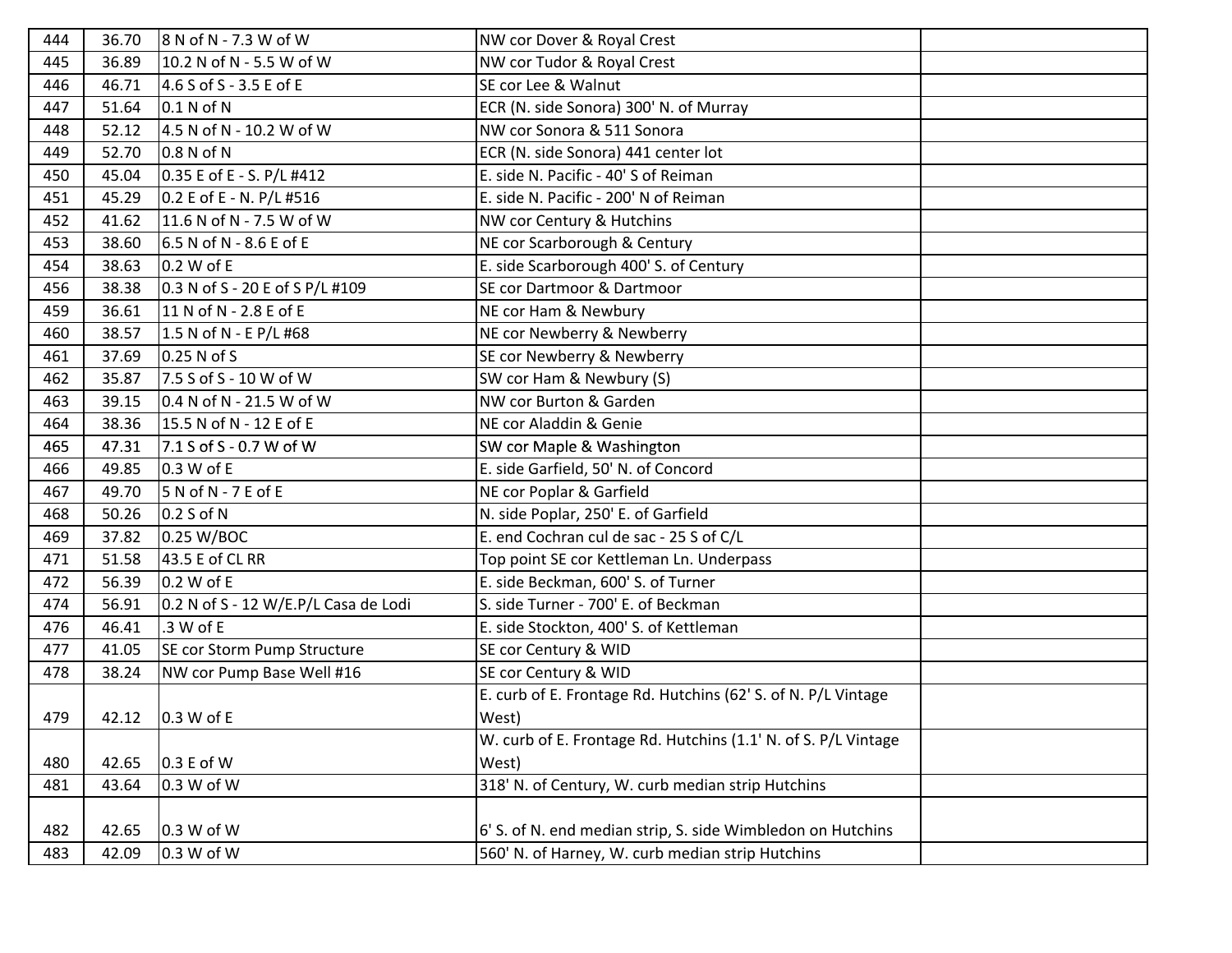| | | | | |
|---|---|---|---|---|
| 444 | 36.70 | 8 N of N - 7.3 W of W | NW cor Dover & Royal Crest | |
| 445 | 36.89 | 10.2 N of N - 5.5 W of W | NW cor Tudor & Royal Crest | |
| 446 | 46.71 | 4.6 S of S - 3.5 E of E | SE cor Lee & Walnut | |
| 447 | 51.64 | 0.1 N of N | ECR (N. side Sonora) 300' N. of Murray | |
| 448 | 52.12 | 4.5 N of N - 10.2 W of W | NW cor Sonora & 511 Sonora | |
| 449 | 52.70 | 0.8 N of N | ECR (N. side Sonora) 441 center lot | |
| 450 | 45.04 | 0.35 E of E - S. P/L #412 | E. side N. Pacific - 40' S of Reiman | |
| 451 | 45.29 | 0.2 E of E - N. P/L #516 | E. side N. Pacific - 200' N of Reiman | |
| 452 | 41.62 | 11.6 N of N - 7.5 W of W | NW cor Century & Hutchins | |
| 453 | 38.60 | 6.5 N of N - 8.6 E of E | NE cor Scarborough & Century | |
| 454 | 38.63 | 0.2 W of E | E. side Scarborough 400' S. of Century | |
| 456 | 38.38 | 0.3 N of S - 20 E of S P/L #109 | SE cor Dartmoor & Dartmoor | |
| 459 | 36.61 | 11 N of N - 2.8 E of E | NE cor Ham & Newbury | |
| 460 | 38.57 | 1.5 N of N - E P/L #68 | NE cor Newberry & Newberry | |
| 461 | 37.69 | 0.25 N of S | SE cor Newberry & Newberry | |
| 462 | 35.87 | 7.5 S of S - 10 W of W | SW cor Ham & Newbury (S) | |
| 463 | 39.15 | 0.4 N of N - 21.5 W of W | NW cor Burton & Garden | |
| 464 | 38.36 | 15.5 N of N - 12 E of E | NE cor Aladdin & Genie | |
| 465 | 47.31 | 7.1 S of S - 0.7 W of W | SW cor Maple & Washington | |
| 466 | 49.85 | 0.3 W of E | E. side Garfield, 50' N. of Concord | |
| 467 | 49.70 | 5 N of N - 7 E of E | NE cor Poplar & Garfield | |
| 468 | 50.26 | 0.2 S of N | N. side Poplar, 250' E. of Garfield | |
| 469 | 37.82 | 0.25 W/BOC | E. end Cochran cul de sac - 25 S of C/L | |
| 471 | 51.58 | 43.5 E of CL RR | Top point SE cor Kettleman Ln. Underpass | |
| 472 | 56.39 | 0.2 W of E | E. side Beckman, 600' S. of Turner | |
| 474 | 56.91 | 0.2 N of S - 12 W/E.P/L Casa de Lodi | S. side Turner - 700' E. of Beckman | |
| 476 | 46.41 | .3 W of E | E. side Stockton, 400' S. of Kettleman | |
| 477 | 41.05 | SE cor Storm Pump Structure | SE cor Century & WID | |
| 478 | 38.24 | NW cor Pump Base Well #16 | SE cor Century & WID | |
| 479 | 42.12 | 0.3 W of E | E. curb of E. Frontage Rd. Hutchins (62' S. of N. P/L Vintage West) | |
| 480 | 42.65 | 0.3 E of W | W. curb of E. Frontage Rd. Hutchins (1.1' N. of S. P/L Vintage West) | |
| 481 | 43.64 | 0.3 W of W | 318' N. of Century, W. curb median strip Hutchins | |
| 482 | 42.65 | 0.3 W of W | 6' S. of N. end median strip, S. side Wimbledon on Hutchins | |
| 483 | 42.09 | 0.3 W of W | 560' N. of Harney, W. curb median strip Hutchins | |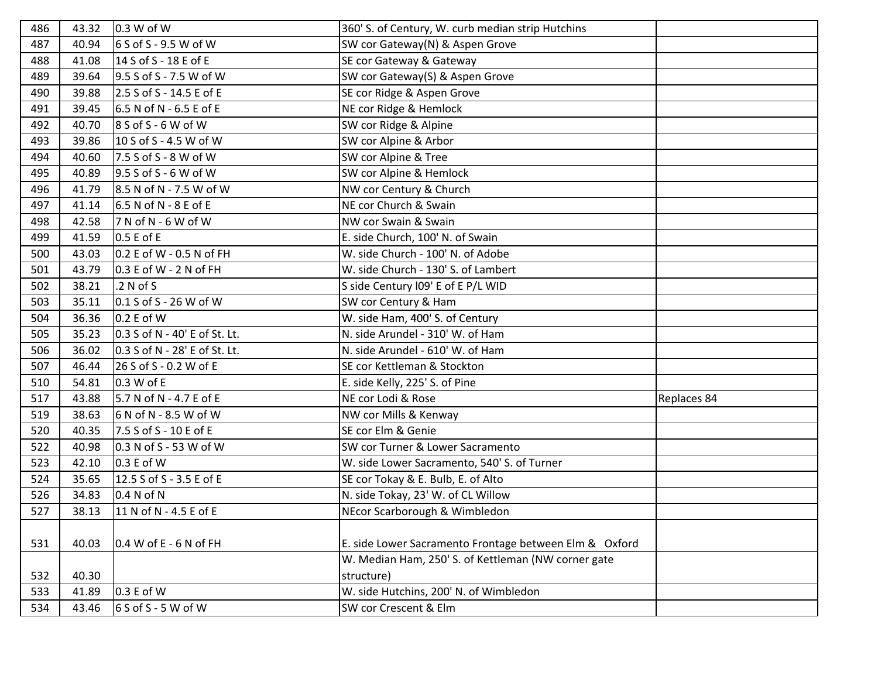| | | | | |
|---|---|---|---|---|
| 486 | 43.32 | 0.3 W of W | 360' S. of Century, W. curb median strip Hutchins | |
| 487 | 40.94 | 6 S of S - 9.5 W of W | SW cor Gateway(N) & Aspen Grove | |
| 488 | 41.08 | 14 S of S - 18 E of E | SE cor Gateway & Gateway | |
| 489 | 39.64 | 9.5 S of S - 7.5 W of W | SW cor Gateway(S) & Aspen Grove | |
| 490 | 39.88 | 2.5 S of S - 14.5 E of E | SE cor Ridge & Aspen Grove | |
| 491 | 39.45 | 6.5 N of N - 6.5 E of E | NE cor Ridge & Hemlock | |
| 492 | 40.70 | 8 S of S - 6 W of W | SW cor Ridge & Alpine | |
| 493 | 39.86 | 10 S of S - 4.5 W of W | SW cor Alpine & Arbor | |
| 494 | 40.60 | 7.5 S of S - 8 W of W | SW cor Alpine & Tree | |
| 495 | 40.89 | 9.5 S of S - 6 W of W | SW cor Alpine & Hemlock | |
| 496 | 41.79 | 8.5 N of N - 7.5 W of W | NW cor Century & Church | |
| 497 | 41.14 | 6.5 N of N - 8 E of E | NE cor Church & Swain | |
| 498 | 42.58 | 7 N of N - 6 W of W | NW cor Swain & Swain | |
| 499 | 41.59 | 0.5 E of E | E. side Church, 100' N. of Swain | |
| 500 | 43.03 | 0.2 E of W - 0.5 N of FH | W. side Church - 100' N. of Adobe | |
| 501 | 43.79 | 0.3 E of W - 2 N of FH | W. side Church - 130' S. of Lambert | |
| 502 | 38.21 | .2 N of S | S side Century l09' E of E P/L WID | |
| 503 | 35.11 | 0.1 S of S - 26 W of W | SW cor Century & Ham | |
| 504 | 36.36 | 0.2 E of W | W. side Ham, 400' S. of Century | |
| 505 | 35.23 | 0.3 S of N - 40' E of St. Lt. | N. side Arundel - 310' W. of Ham | |
| 506 | 36.02 | 0.3 S of N - 28' E of St. Lt. | N. side Arundel - 610' W. of Ham | |
| 507 | 46.44 | 26 S of S - 0.2 W of E | SE cor Kettleman & Stockton | |
| 510 | 54.81 | 0.3 W of E | E. side Kelly, 225' S. of Pine | |
| 517 | 43.88 | 5.7 N of N - 4.7 E of E | NE cor Lodi & Rose | Replaces 84 |
| 519 | 38.63 | 6 N of N - 8.5 W of W | NW cor Mills & Kenway | |
| 520 | 40.35 | 7.5 S of S - 10 E of E | SE cor Elm & Genie | |
| 522 | 40.98 | 0.3 N of S - 53 W of W | SW cor Turner & Lower Sacramento | |
| 523 | 42.10 | 0.3 E of W | W. side Lower Sacramento, 540' S. of Turner | |
| 524 | 35.65 | 12.5 S of S - 3.5 E of E | SE cor Tokay & E. Bulb, E. of Alto | |
| 526 | 34.83 | 0.4 N of N | N. side Tokay, 23' W. of CL Willow | |
| 527 | 38.13 | 11 N of N - 4.5 E of E | NEcor Scarborough & Wimbledon | |
| 531 | 40.03 | 0.4 W of E - 6 N of FH | E. side Lower Sacramento Frontage between Elm & Oxford | |
| 532 | 40.30 | | W. Median Ham, 250' S. of Kettleman (NW corner gate structure) | |
| 533 | 41.89 | 0.3 E of W | W. side Hutchins, 200' N. of Wimbledon | |
| 534 | 43.46 | 6 S of S - 5 W of W | SW cor Crescent & Elm | |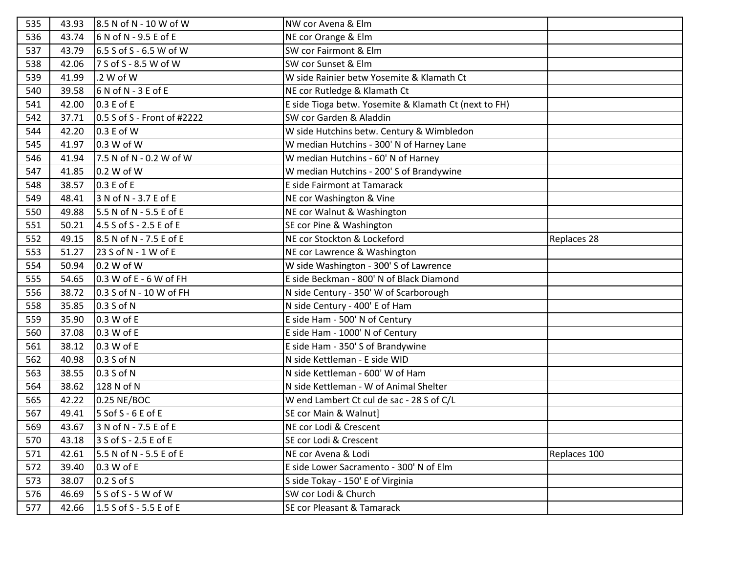| | | | | |
|---|---|---|---|---|
| 535 | 43.93 | 8.5 N of N - 10 W of W | NW cor Avena & Elm | |
| 536 | 43.74 | 6 N of N - 9.5 E of E | NE cor Orange & Elm | |
| 537 | 43.79 | 6.5 S of S - 6.5 W of W | SW cor Fairmont & Elm | |
| 538 | 42.06 | 7 S of S - 8.5 W of W | SW cor Sunset & Elm | |
| 539 | 41.99 | .2 W of W | W side Rainier betw Yosemite & Klamath Ct | |
| 540 | 39.58 | 6 N of N - 3 E of E | NE cor Rutledge & Klamath Ct | |
| 541 | 42.00 | 0.3 E of E | E side Tioga betw. Yosemite & Klamath Ct (next to FH) | |
| 542 | 37.71 | 0.5 S of S - Front of #2222 | SW cor Garden & Aladdin | |
| 544 | 42.20 | 0.3 E of W | W side Hutchins betw. Century & Wimbledon | |
| 545 | 41.97 | 0.3 W of W | W median Hutchins - 300' N of Harney Lane | |
| 546 | 41.94 | 7.5 N of N - 0.2 W of W | W median Hutchins - 60' N of Harney | |
| 547 | 41.85 | 0.2 W of W | W median Hutchins - 200' S of Brandywine | |
| 548 | 38.57 | 0.3 E of E | E side Fairmont at Tamarack | |
| 549 | 48.41 | 3 N of N - 3.7 E of E | NE cor Washington & Vine | |
| 550 | 49.88 | 5.5 N of N - 5.5 E of E | NE cor Walnut & Washington | |
| 551 | 50.21 | 4.5 S of S - 2.5 E of E | SE cor Pine & Washington | |
| 552 | 49.15 | 8.5 N of N - 7.5 E of E | NE cor Stockton & Lockeford | Replaces 28 |
| 553 | 51.27 | 23 S of N - 1 W of E | NE cor Lawrence & Washington | |
| 554 | 50.94 | 0.2 W of W | W side Washington - 300' S of Lawrence | |
| 555 | 54.65 | 0.3 W of E - 6 W of FH | E side Beckman - 800' N of Black Diamond | |
| 556 | 38.72 | 0.3 S of N - 10 W of FH | N side Century - 350' W of Scarborough | |
| 558 | 35.85 | 0.3 S of N | N side Century - 400' E of Ham | |
| 559 | 35.90 | 0.3 W of E | E side Ham - 500' N of Century | |
| 560 | 37.08 | 0.3 W of E | E side Ham - 1000' N of Century | |
| 561 | 38.12 | 0.3 W of E | E side Ham - 350' S of Brandywine | |
| 562 | 40.98 | 0.3 S of N | N side Kettleman - E side WID | |
| 563 | 38.55 | 0.3 S of N | N side Kettleman - 600' W of Ham | |
| 564 | 38.62 | 128 N of N | N side Kettleman - W of Animal Shelter | |
| 565 | 42.22 | 0.25 NE/BOC | W end Lambert Ct cul de sac - 28 S of C/L | |
| 567 | 49.41 | 5 Sof S - 6 E of E | SE cor Main & Walnut] | |
| 569 | 43.67 | 3 N of N - 7.5 E of E | NE cor Lodi & Crescent | |
| 570 | 43.18 | 3 S of S - 2.5 E of E | SE cor Lodi & Crescent | |
| 571 | 42.61 | 5.5 N of N - 5.5 E of E | NE cor Avena & Lodi | Replaces 100 |
| 572 | 39.40 | 0.3 W of E | E side Lower Sacramento - 300' N of Elm | |
| 573 | 38.07 | 0.2 S of S | S side Tokay - 150' E of Virginia | |
| 576 | 46.69 | 5 S of S - 5 W of W | SW cor Lodi & Church | |
| 577 | 42.66 | 1.5 S of S - 5.5 E of E | SE cor Pleasant & Tamarack | |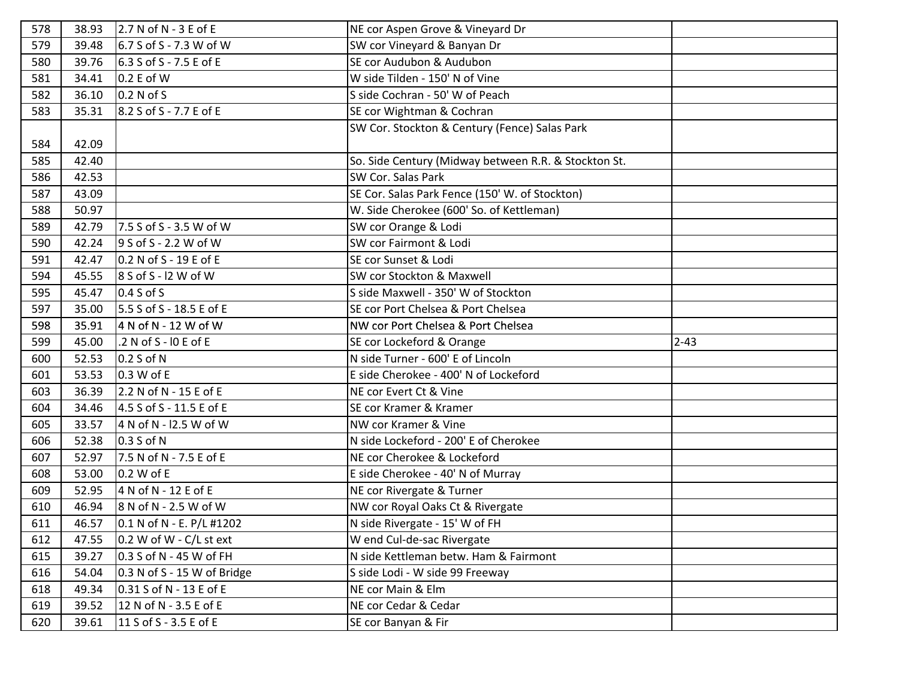| 578 | 38.93 | 2.7 N of N - 3 E of E | NE cor Aspen Grove & Vineyard Dr | |
|---|---|---|---|---|
| 579 | 39.48 | 6.7 S of S - 7.3 W of W | SW cor Vineyard & Banyan Dr | |
| 580 | 39.76 | 6.3 S of S - 7.5 E of E | SE cor Audubon & Audubon | |
| 581 | 34.41 | 0.2 E of W | W side Tilden - 150' N of Vine | |
| 582 | 36.10 | 0.2 N of S | S side Cochran - 50' W of Peach | |
| 583 | 35.31 | 8.2 S of S - 7.7 E of E | SE cor Wightman & Cochran | |
| 584 | 42.09 | | SW Cor. Stockton & Century (Fence) Salas Park | |
| 585 | 42.40 | | So. Side Century (Midway between R.R. & Stockton St. | |
| 586 | 42.53 | | SW Cor. Salas Park | |
| 587 | 43.09 | | SE Cor. Salas Park Fence (150' W. of Stockton) | |
| 588 | 50.97 | | W. Side Cherokee (600' So. of Kettleman) | |
| 589 | 42.79 | 7.5 S of S - 3.5 W of W | SW cor Orange & Lodi | |
| 590 | 42.24 | 9 S of S - 2.2 W of W | SW cor Fairmont & Lodi | |
| 591 | 42.47 | 0.2 N of S - 19 E of E | SE cor Sunset & Lodi | |
| 594 | 45.55 | 8 S of S - l2 W of W | SW cor Stockton & Maxwell | |
| 595 | 45.47 | 0.4 S of S | S side Maxwell - 350' W of Stockton | |
| 597 | 35.00 | 5.5 S of S - 18.5 E of E | SE cor Port Chelsea & Port Chelsea | |
| 598 | 35.91 | 4 N of N - 12 W of W | NW cor Port Chelsea & Port Chelsea | |
| 599 | 45.00 | .2 N of S - l0 E of E | SE cor Lockeford & Orange | 2-43 |
| 600 | 52.53 | 0.2 S of N | N side Turner - 600' E of Lincoln | |
| 601 | 53.53 | 0.3 W of E | E side Cherokee - 400' N of Lockeford | |
| 603 | 36.39 | 2.2 N of N - 15 E of E | NE cor Evert Ct & Vine | |
| 604 | 34.46 | 4.5 S of S - 11.5 E of E | SE cor Kramer & Kramer | |
| 605 | 33.57 | 4 N of N - l2.5 W of W | NW cor Kramer & Vine | |
| 606 | 52.38 | 0.3 S of N | N side Lockeford - 200' E of Cherokee | |
| 607 | 52.97 | 7.5 N of N - 7.5 E of E | NE cor Cherokee & Lockeford | |
| 608 | 53.00 | 0.2 W of E | E side Cherokee - 40' N of Murray | |
| 609 | 52.95 | 4 N of N - 12 E of E | NE cor Rivergate & Turner | |
| 610 | 46.94 | 8 N of N - 2.5 W of W | NW cor Royal Oaks Ct & Rivergate | |
| 611 | 46.57 | 0.1 N of N - E. P/L #1202 | N side Rivergate - 15' W of FH | |
| 612 | 47.55 | 0.2 W of W - C/L st ext | W end Cul-de-sac Rivergate | |
| 615 | 39.27 | 0.3 S of N - 45 W of FH | N side Kettleman betw. Ham & Fairmont | |
| 616 | 54.04 | 0.3 N of S - 15 W of Bridge | S side Lodi - W side 99 Freeway | |
| 618 | 49.34 | 0.31 S of N - 13 E of E | NE cor Main & Elm | |
| 619 | 39.52 | 12 N of N - 3.5 E of E | NE cor Cedar & Cedar | |
| 620 | 39.61 | 11 S of S - 3.5 E of E | SE cor Banyan & Fir | |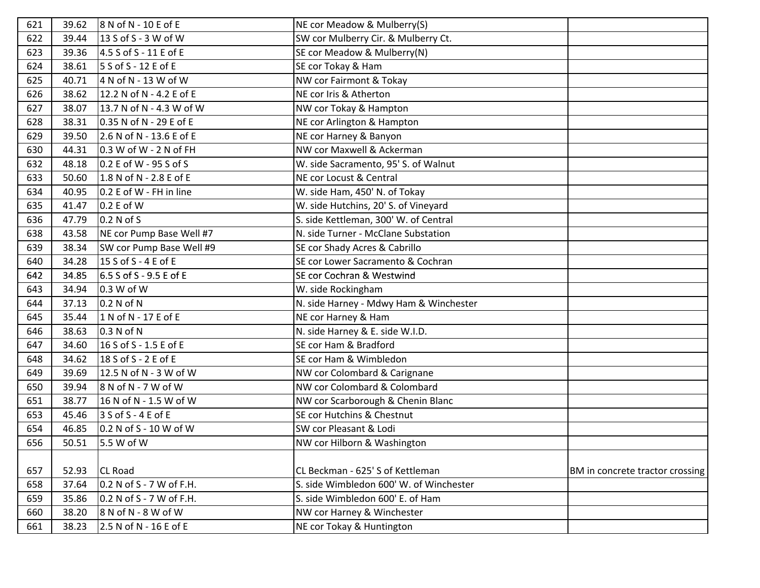| | | | | |
|---|---|---|---|---|
| 621 | 39.62 | 8 N of N - 10 E of E | NE cor Meadow & Mulberry(S) | |
| 622 | 39.44 | 13 S of S - 3 W of W | SW cor Mulberry Cir. & Mulberry Ct. | |
| 623 | 39.36 | 4.5 S of S - 11 E of E | SE cor Meadow & Mulberry(N) | |
| 624 | 38.61 | 5 S of S - 12 E of E | SE cor Tokay & Ham | |
| 625 | 40.71 | 4 N of N - 13 W of W | NW cor Fairmont & Tokay | |
| 626 | 38.62 | 12.2 N of N - 4.2 E of E | NE cor Iris & Atherton | |
| 627 | 38.07 | 13.7 N of N - 4.3 W of W | NW cor Tokay & Hampton | |
| 628 | 38.31 | 0.35 N of N - 29 E of E | NE cor Arlington & Hampton | |
| 629 | 39.50 | 2.6 N of N - 13.6 E of E | NE cor Harney & Banyon | |
| 630 | 44.31 | 0.3 W of W - 2 N of FH | NW cor Maxwell & Ackerman | |
| 632 | 48.18 | 0.2 E of W - 95 S of S | W. side Sacramento, 95' S. of Walnut | |
| 633 | 50.60 | 1.8 N of N - 2.8 E of E | NE cor Locust & Central | |
| 634 | 40.95 | 0.2 E of W - FH in line | W. side Ham, 450' N. of Tokay | |
| 635 | 41.47 | 0.2 E of W | W. side Hutchins, 20' S. of Vineyard | |
| 636 | 47.79 | 0.2 N of S | S. side Kettleman, 300' W. of Central | |
| 638 | 43.58 | NE cor Pump Base Well #7 | N. side Turner - McClane Substation | |
| 639 | 38.34 | SW cor Pump Base Well #9 | SE cor Shady Acres & Cabrillo | |
| 640 | 34.28 | 15 S of S - 4 E of E | SE cor Lower Sacramento & Cochran | |
| 642 | 34.85 | 6.5 S of S - 9.5 E of E | SE cor Cochran & Westwind | |
| 643 | 34.94 | 0.3 W of W | W. side Rockingham | |
| 644 | 37.13 | 0.2 N of N | N. side Harney - Mdwy Ham & Winchester | |
| 645 | 35.44 | 1 N of N - 17 E of E | NE cor Harney & Ham | |
| 646 | 38.63 | 0.3 N of N | N. side Harney & E. side W.I.D. | |
| 647 | 34.60 | 16 S of S - 1.5 E of E | SE cor Ham & Bradford | |
| 648 | 34.62 | 18 S of S - 2 E of E | SE cor Ham & Wimbledon | |
| 649 | 39.69 | 12.5 N of N - 3 W of W | NW cor Colombard & Carignane | |
| 650 | 39.94 | 8 N of N - 7 W of W | NW cor Colombard & Colombard | |
| 651 | 38.77 | 16 N of N - 1.5 W of W | NW cor Scarborough & Chenin Blanc | |
| 653 | 45.46 | 3 S of S - 4 E of E | SE cor Hutchins & Chestnut | |
| 654 | 46.85 | 0.2 N of S - 10 W of W | SW cor Pleasant & Lodi | |
| 656 | 50.51 | 5.5 W of W | NW cor Hilborn & Washington | |
| 657 | 52.93 | CL Road | CL Beckman - 625' S of Kettleman | BM in concrete tractor crossing |
| 658 | 37.64 | 0.2 N of S - 7 W of F.H. | S. side Wimbledon 600' W. of Winchester | |
| 659 | 35.86 | 0.2 N of S - 7 W of F.H. | S. side Wimbledon 600' E. of Ham | |
| 660 | 38.20 | 8 N of N - 8 W of W | NW cor Harney & Winchester | |
| 661 | 38.23 | 2.5 N of N - 16 E of E | NE cor Tokay & Huntington | |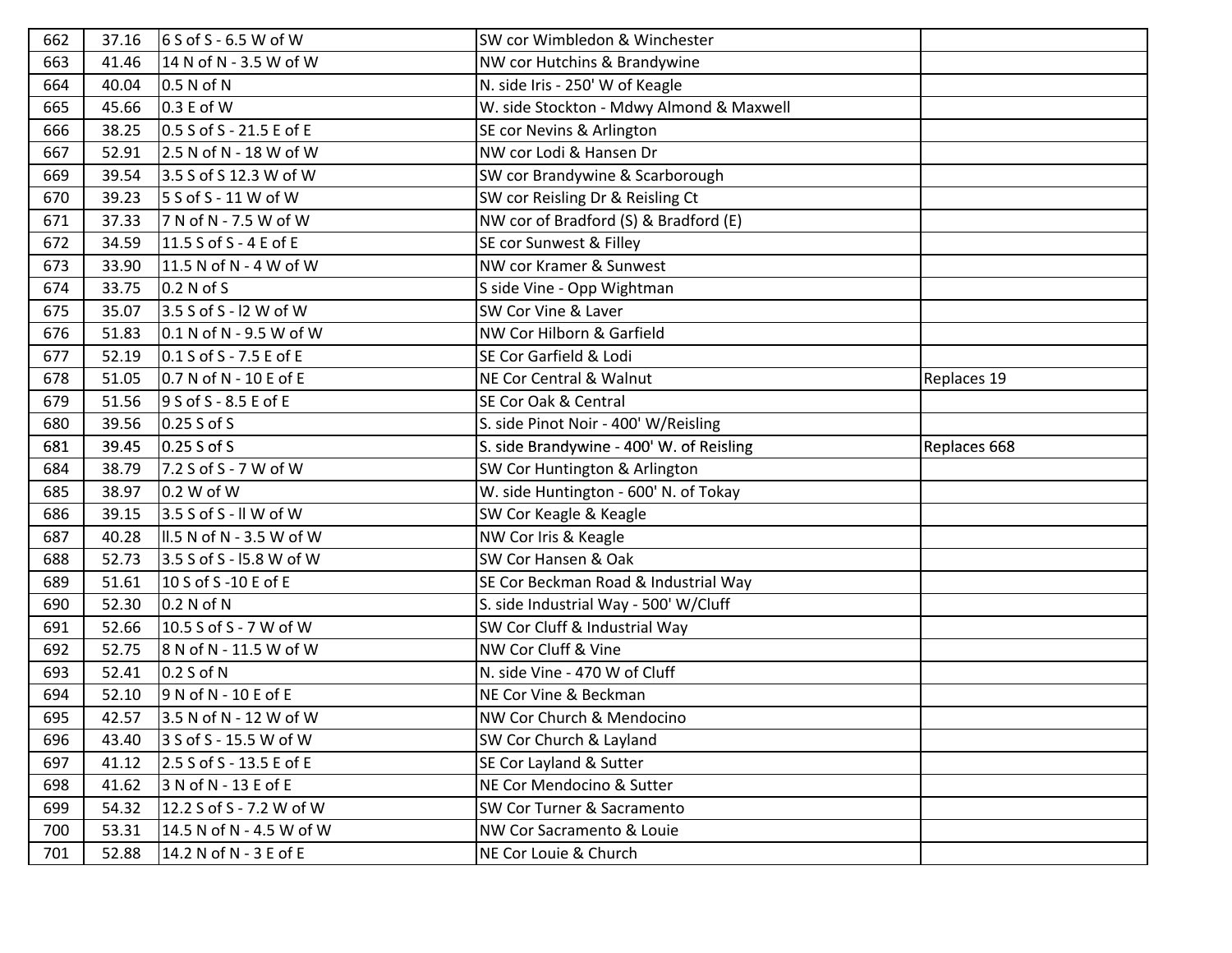| | | | | |
|---|---|---|---|---|
| 662 | 37.16 | 6 S of S - 6.5 W of W | SW cor Wimbledon & Winchester | |
| 663 | 41.46 | 14 N of N - 3.5 W of W | NW cor Hutchins & Brandywine | |
| 664 | 40.04 | 0.5 N of N | N. side Iris - 250' W of Keagle | |
| 665 | 45.66 | 0.3 E of W | W. side Stockton - Mdwy Almond & Maxwell | |
| 666 | 38.25 | 0.5 S of S - 21.5 E of E | SE cor Nevins & Arlington | |
| 667 | 52.91 | 2.5 N of N - 18 W of W | NW cor Lodi & Hansen Dr | |
| 669 | 39.54 | 3.5 S of S 12.3 W of W | SW cor Brandywine & Scarborough | |
| 670 | 39.23 | 5 S of S - 11 W of W | SW cor Reisling Dr & Reisling Ct | |
| 671 | 37.33 | 7 N of N - 7.5 W of W | NW cor of Bradford (S) & Bradford (E) | |
| 672 | 34.59 | 11.5 S of S - 4 E of E | SE cor Sunwest & Filley | |
| 673 | 33.90 | 11.5 N of N - 4 W of W | NW cor Kramer & Sunwest | |
| 674 | 33.75 | 0.2 N of S | S side Vine - Opp Wightman | |
| 675 | 35.07 | 3.5 S of S - l2 W of W | SW Cor Vine & Laver | |
| 676 | 51.83 | 0.1 N of N - 9.5 W of W | NW Cor Hilborn & Garfield | |
| 677 | 52.19 | 0.1 S of S - 7.5 E of E | SE Cor Garfield & Lodi | |
| 678 | 51.05 | 0.7 N of N - 10 E of E | NE Cor Central & Walnut | Replaces 19 |
| 679 | 51.56 | 9 S of S - 8.5 E of E | SE Cor Oak & Central | |
| 680 | 39.56 | 0.25 S of S | S. side Pinot Noir - 400' W/Reisling | |
| 681 | 39.45 | 0.25 S of S | S. side Brandywine - 400' W. of Reisling | Replaces 668 |
| 684 | 38.79 | 7.2 S of S - 7 W of W | SW Cor Huntington & Arlington | |
| 685 | 38.97 | 0.2 W of W | W. side Huntington - 600' N. of Tokay | |
| 686 | 39.15 | 3.5 S of S - ll W of W | SW Cor Keagle & Keagle | |
| 687 | 40.28 | ll.5 N of N - 3.5 W of W | NW Cor Iris & Keagle | |
| 688 | 52.73 | 3.5 S of S - l5.8 W of W | SW Cor Hansen & Oak | |
| 689 | 51.61 | 10 S of S -10 E of E | SE Cor Beckman Road & Industrial Way | |
| 690 | 52.30 | 0.2 N of N | S. side Industrial Way - 500' W/Cluff | |
| 691 | 52.66 | 10.5 S of S - 7 W of W | SW Cor Cluff & Industrial Way | |
| 692 | 52.75 | 8 N of N - 11.5 W of W | NW Cor Cluff & Vine | |
| 693 | 52.41 | 0.2 S of N | N. side Vine - 470 W of Cluff | |
| 694 | 52.10 | 9 N of N - 10 E of E | NE Cor Vine & Beckman | |
| 695 | 42.57 | 3.5 N of N - 12 W of W | NW Cor Church & Mendocino | |
| 696 | 43.40 | 3 S of S - 15.5 W of W | SW Cor Church & Layland | |
| 697 | 41.12 | 2.5 S of S - 13.5 E of E | SE Cor Layland & Sutter | |
| 698 | 41.62 | 3 N of N - 13 E of E | NE Cor Mendocino & Sutter | |
| 699 | 54.32 | 12.2 S of S - 7.2 W of W | SW Cor Turner & Sacramento | |
| 700 | 53.31 | 14.5 N of N - 4.5 W of W | NW Cor Sacramento & Louie | |
| 701 | 52.88 | 14.2 N of N - 3 E of E | NE Cor Louie & Church | |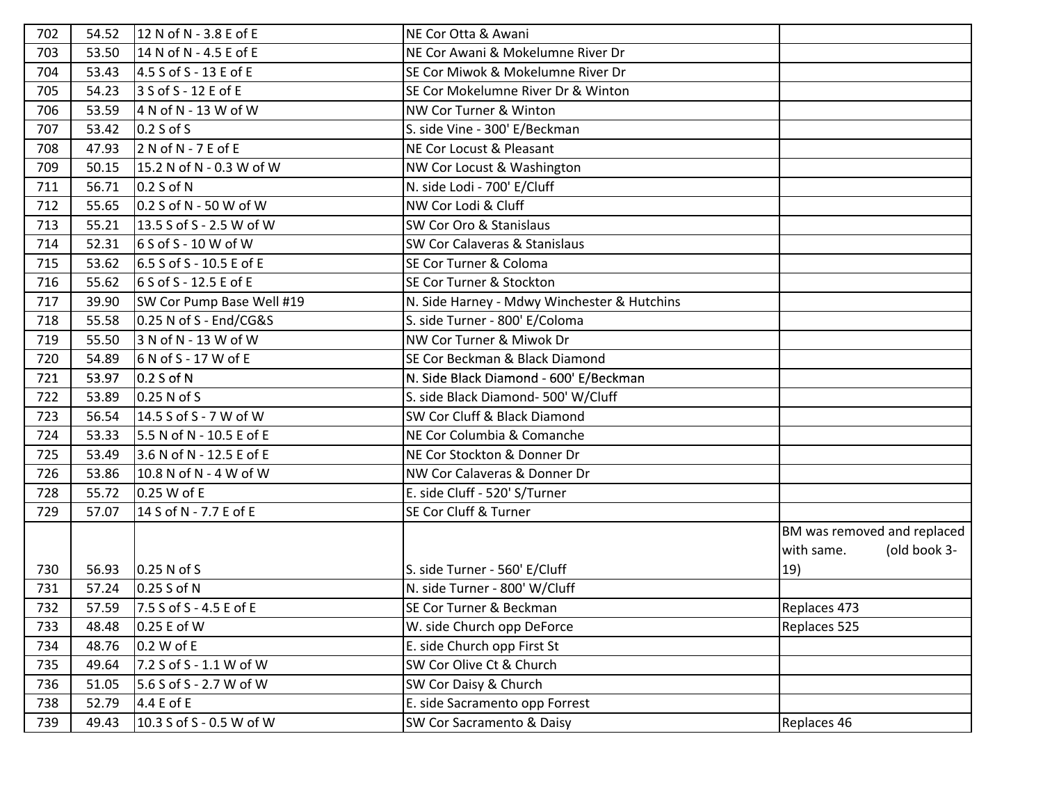|  |  |  |  |  |
| --- | --- | --- | --- | --- |
| 702 | 54.52 | 12 N of N - 3.8 E of E | NE Cor Otta & Awani |  |
| 703 | 53.50 | 14 N of N - 4.5 E of E | NE Cor Awani & Mokelumne River Dr |  |
| 704 | 53.43 | 4.5 S of S - 13 E of E | SE Cor Miwok & Mokelumne River Dr |  |
| 705 | 54.23 | 3 S of S - 12 E of E | SE Cor Mokelumne River Dr & Winton |  |
| 706 | 53.59 | 4 N of N - 13 W of W | NW Cor Turner & Winton |  |
| 707 | 53.42 | 0.2 S of S | S. side Vine - 300' E/Beckman |  |
| 708 | 47.93 | 2 N of N - 7 E of E | NE Cor Locust & Pleasant |  |
| 709 | 50.15 | 15.2 N of N - 0.3 W of W | NW Cor Locust & Washington |  |
| 711 | 56.71 | 0.2 S of N | N. side Lodi - 700' E/Cluff |  |
| 712 | 55.65 | 0.2 S of N - 50 W of W | NW Cor Lodi & Cluff |  |
| 713 | 55.21 | 13.5 S of S - 2.5 W of W | SW Cor Oro & Stanislaus |  |
| 714 | 52.31 | 6 S of S - 10 W of W | SW Cor Calaveras & Stanislaus |  |
| 715 | 53.62 | 6.5 S of S - 10.5 E of E | SE Cor Turner & Coloma |  |
| 716 | 55.62 | 6 S of S - 12.5 E of E | SE Cor Turner & Stockton |  |
| 717 | 39.90 | SW Cor Pump Base Well #19 | N. Side Harney - Mdwy Winchester & Hutchins |  |
| 718 | 55.58 | 0.25 N of S - End/CG&S | S. side Turner - 800' E/Coloma |  |
| 719 | 55.50 | 3 N of N - 13 W of W | NW Cor Turner & Miwok Dr |  |
| 720 | 54.89 | 6 N of S - 17 W of E | SE Cor Beckman & Black Diamond |  |
| 721 | 53.97 | 0.2 S of N | N. Side Black Diamond - 600' E/Beckman |  |
| 722 | 53.89 | 0.25 N of S | S. side Black Diamond- 500' W/Cluff |  |
| 723 | 56.54 | 14.5 S of S - 7 W of W | SW Cor Cluff & Black Diamond |  |
| 724 | 53.33 | 5.5 N of N - 10.5 E of E | NE Cor Columbia & Comanche |  |
| 725 | 53.49 | 3.6 N of N - 12.5 E of E | NE Cor Stockton & Donner Dr |  |
| 726 | 53.86 | 10.8 N of N - 4 W of W | NW Cor Calaveras & Donner Dr |  |
| 728 | 55.72 | 0.25 W of E | E. side Cluff - 520' S/Turner |  |
| 729 | 57.07 | 14 S of N - 7.7 E of E | SE Cor Cluff & Turner |  |
| 730 | 56.93 | 0.25 N of S | S. side Turner - 560' E/Cluff | BM was removed and replaced with same. (old book 3-19) |
| 731 | 57.24 | 0.25 S of N | N. side Turner - 800' W/Cluff |  |
| 732 | 57.59 | 7.5 S of S - 4.5 E of E | SE Cor Turner & Beckman | Replaces 473 |
| 733 | 48.48 | 0.25 E of W | W. side Church opp DeForce | Replaces 525 |
| 734 | 48.76 | 0.2 W of E | E. side Church opp First St |  |
| 735 | 49.64 | 7.2 S of S - 1.1 W of W | SW Cor Olive Ct & Church |  |
| 736 | 51.05 | 5.6 S of S - 2.7 W of W | SW Cor Daisy & Church |  |
| 738 | 52.79 | 4.4 E of E | E. side Sacramento opp Forrest |  |
| 739 | 49.43 | 10.3 S of S - 0.5 W of W | SW Cor Sacramento & Daisy | Replaces 46 |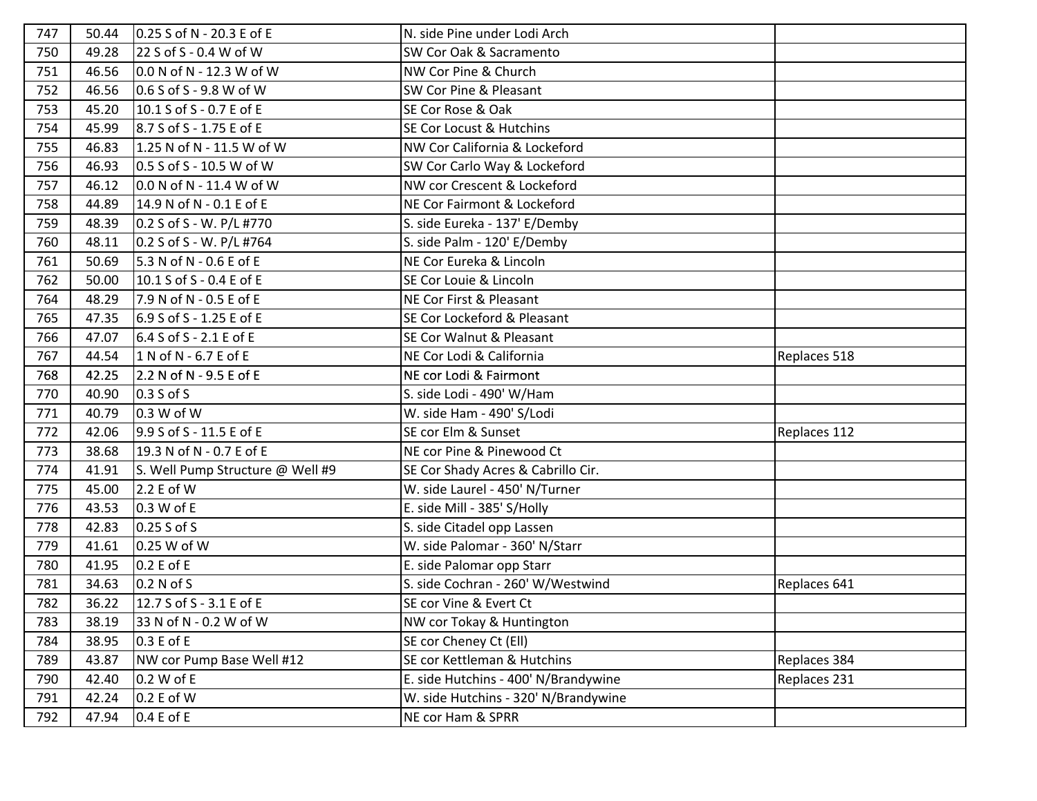| | | | | |
|---|---|---|---|---|
| 747 | 50.44 | 0.25 S of N - 20.3 E of E | N. side Pine under Lodi Arch | |
| 750 | 49.28 | 22 S of S - 0.4 W of W | SW Cor Oak & Sacramento | |
| 751 | 46.56 | 0.0 N of N - 12.3 W of W | NW Cor Pine & Church | |
| 752 | 46.56 | 0.6 S of S - 9.8 W of W | SW Cor Pine & Pleasant | |
| 753 | 45.20 | 10.1 S of S - 0.7 E of E | SE Cor Rose & Oak | |
| 754 | 45.99 | 8.7 S of S - 1.75 E of E | SE Cor Locust & Hutchins | |
| 755 | 46.83 | 1.25 N of N - 11.5 W of W | NW Cor California & Lockeford | |
| 756 | 46.93 | 0.5 S of S - 10.5 W of W | SW Cor Carlo Way & Lockeford | |
| 757 | 46.12 | 0.0 N of N - 11.4 W of W | NW cor Crescent & Lockeford | |
| 758 | 44.89 | 14.9 N of N - 0.1 E of E | NE Cor Fairmont & Lockeford | |
| 759 | 48.39 | 0.2 S of S - W. P/L #770 | S. side Eureka - 137' E/Demby | |
| 760 | 48.11 | 0.2 S of S - W. P/L #764 | S. side Palm - 120' E/Demby | |
| 761 | 50.69 | 5.3 N of N - 0.6 E of E | NE Cor Eureka & Lincoln | |
| 762 | 50.00 | 10.1 S of S - 0.4 E of E | SE Cor Louie & Lincoln | |
| 764 | 48.29 | 7.9 N of N - 0.5 E of E | NE Cor First & Pleasant | |
| 765 | 47.35 | 6.9 S of S - 1.25 E of E | SE Cor Lockeford & Pleasant | |
| 766 | 47.07 | 6.4 S of S - 2.1 E of E | SE Cor Walnut & Pleasant | |
| 767 | 44.54 | 1 N of N - 6.7 E of E | NE Cor Lodi & California | Replaces 518 |
| 768 | 42.25 | 2.2 N of N - 9.5 E of E | NE cor Lodi & Fairmont | |
| 770 | 40.90 | 0.3 S of S | S. side Lodi - 490' W/Ham | |
| 771 | 40.79 | 0.3 W of W | W. side Ham - 490' S/Lodi | |
| 772 | 42.06 | 9.9 S of S - 11.5 E of E | SE cor Elm & Sunset | Replaces 112 |
| 773 | 38.68 | 19.3 N of N - 0.7 E of E | NE cor Pine & Pinewood Ct | |
| 774 | 41.91 | S. Well Pump Structure @ Well #9 | SE Cor Shady Acres & Cabrillo Cir. | |
| 775 | 45.00 | 2.2 E of W | W. side Laurel - 450' N/Turner | |
| 776 | 43.53 | 0.3 W of E | E. side Mill - 385' S/Holly | |
| 778 | 42.83 | 0.25 S of S | S. side Citadel opp Lassen | |
| 779 | 41.61 | 0.25 W of W | W. side Palomar - 360' N/Starr | |
| 780 | 41.95 | 0.2 E of E | E. side Palomar opp Starr | |
| 781 | 34.63 | 0.2 N of S | S. side Cochran - 260' W/Westwind | Replaces 641 |
| 782 | 36.22 | 12.7 S of S - 3.1 E of E | SE cor Vine & Evert Ct | |
| 783 | 38.19 | 33 N of N - 0.2 W of W | NW cor Tokay & Huntington | |
| 784 | 38.95 | 0.3 E of E | SE cor Cheney Ct (Ell) | |
| 789 | 43.87 | NW cor Pump Base Well #12 | SE cor Kettleman & Hutchins | Replaces 384 |
| 790 | 42.40 | 0.2 W of E | E. side Hutchins - 400' N/Brandywine | Replaces 231 |
| 791 | 42.24 | 0.2 E of W | W. side Hutchins - 320' N/Brandywine | |
| 792 | 47.94 | 0.4 E of E | NE cor Ham & SPRR | |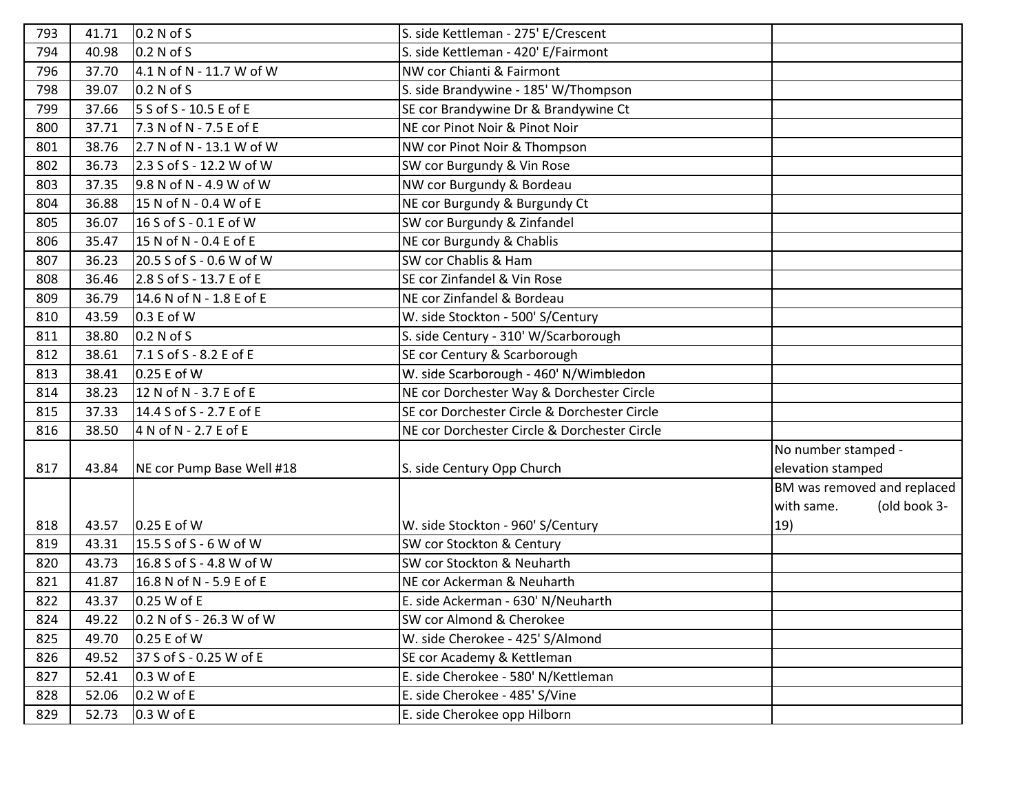| 793 | 41.71 | 0.2 N of S | S. side Kettleman - 275' E/Crescent | |
|---|---|---|---|---|
| 794 | 40.98 | 0.2 N of S | S. side Kettleman - 420' E/Fairmont | |
| 796 | 37.70 | 4.1 N of N - 11.7 W of W | NW cor Chianti & Fairmont | |
| 798 | 39.07 | 0.2 N of S | S. side Brandywine - 185' W/Thompson | |
| 799 | 37.66 | 5 S of S - 10.5 E of E | SE cor Brandywine Dr & Brandywine Ct | |
| 800 | 37.71 | 7.3 N of N - 7.5 E of E | NE cor Pinot Noir & Pinot Noir | |
| 801 | 38.76 | 2.7 N of N - 13.1 W of W | NW cor Pinot Noir & Thompson | |
| 802 | 36.73 | 2.3 S of S - 12.2 W of W | SW cor Burgundy & Vin Rose | |
| 803 | 37.35 | 9.8 N of N - 4.9 W of W | NW cor Burgundy & Bordeau | |
| 804 | 36.88 | 15 N of N - 0.4 W of E | NE cor Burgundy & Burgundy Ct | |
| 805 | 36.07 | 16 S of S - 0.1 E of W | SW cor Burgundy & Zinfandel | |
| 806 | 35.47 | 15 N of N - 0.4 E of E | NE cor Burgundy & Chablis | |
| 807 | 36.23 | 20.5 S of S - 0.6 W of W | SW cor Chablis & Ham | |
| 808 | 36.46 | 2.8 S of S - 13.7 E of E | SE cor Zinfandel & Vin Rose | |
| 809 | 36.79 | 14.6 N of N - 1.8 E of E | NE cor Zinfandel & Bordeau | |
| 810 | 43.59 | 0.3 E of W | W. side Stockton - 500' S/Century | |
| 811 | 38.80 | 0.2 N of S | S. side Century - 310' W/Scarborough | |
| 812 | 38.61 | 7.1 S of S - 8.2 E of E | SE cor Century & Scarborough | |
| 813 | 38.41 | 0.25 E of W | W. side Scarborough - 460' N/Wimbledon | |
| 814 | 38.23 | 12 N of N - 3.7 E of E | NE cor Dorchester Way & Dorchester Circle | |
| 815 | 37.33 | 14.4 S of S - 2.7 E of E | SE cor Dorchester Circle & Dorchester Circle | |
| 816 | 38.50 | 4 N of N - 2.7 E of E | NE cor Dorchester Circle & Dorchester Circle | |
| 817 | 43.84 | NE cor Pump Base Well #18 | S. side Century Opp Church | No number stamped - elevation stamped |
| 818 | 43.57 | 0.25 E of W | W. side Stockton - 960' S/Century | BM was removed and replaced with same. (old book 3-19) |
| 819 | 43.31 | 15.5 S of S - 6 W of W | SW cor Stockton & Century | |
| 820 | 43.73 | 16.8 S of S - 4.8 W of W | SW cor Stockton & Neuharth | |
| 821 | 41.87 | 16.8 N of N - 5.9 E of E | NE cor Ackerman & Neuharth | |
| 822 | 43.37 | 0.25 W of E | E. side Ackerman - 630' N/Neuharth | |
| 824 | 49.22 | 0.2 N of S - 26.3 W of W | SW cor Almond & Cherokee | |
| 825 | 49.70 | 0.25 E of W | W. side Cherokee - 425' S/Almond | |
| 826 | 49.52 | 37 S of S - 0.25 W of E | SE cor Academy & Kettleman | |
| 827 | 52.41 | 0.3 W of E | E. side Cherokee - 580' N/Kettleman | |
| 828 | 52.06 | 0.2 W of E | E. side Cherokee - 485' S/Vine | |
| 829 | 52.73 | 0.3 W of E | E. side Cherokee opp Hilborn | |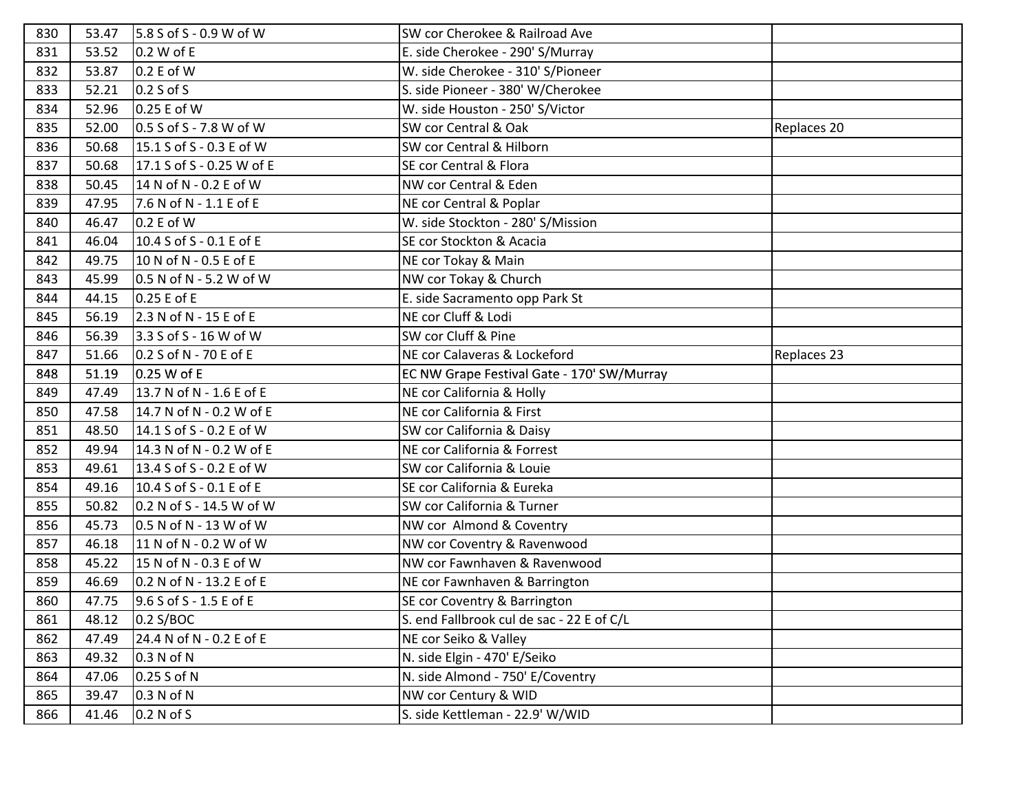| | | | | |
|---|---|---|---|---|
| 830 | 53.47 | 5.8 S of S - 0.9 W of W | SW cor Cherokee & Railroad Ave | |
| 831 | 53.52 | 0.2 W of E | E. side Cherokee - 290' S/Murray | |
| 832 | 53.87 | 0.2 E of W | W. side Cherokee - 310' S/Pioneer | |
| 833 | 52.21 | 0.2 S of S | S. side Pioneer - 380' W/Cherokee | |
| 834 | 52.96 | 0.25 E of W | W. side Houston - 250' S/Victor | |
| 835 | 52.00 | 0.5 S of S - 7.8 W of W | SW cor Central & Oak | Replaces 20 |
| 836 | 50.68 | 15.1 S of S - 0.3 E of W | SW cor Central & Hilborn | |
| 837 | 50.68 | 17.1 S of S - 0.25 W of E | SE cor Central & Flora | |
| 838 | 50.45 | 14 N of N - 0.2 E of W | NW cor Central & Eden | |
| 839 | 47.95 | 7.6 N of N - 1.1 E of E | NE cor Central & Poplar | |
| 840 | 46.47 | 0.2 E of W | W. side Stockton - 280' S/Mission | |
| 841 | 46.04 | 10.4 S of S - 0.1 E of E | SE cor Stockton & Acacia | |
| 842 | 49.75 | 10 N of N - 0.5 E of E | NE cor Tokay & Main | |
| 843 | 45.99 | 0.5 N of N - 5.2 W of W | NW cor Tokay & Church | |
| 844 | 44.15 | 0.25 E of E | E. side Sacramento opp Park St | |
| 845 | 56.19 | 2.3 N of N - 15 E of E | NE cor Cluff & Lodi | |
| 846 | 56.39 | 3.3 S of S - 16 W of W | SW cor Cluff & Pine | |
| 847 | 51.66 | 0.2 S of N - 70 E of E | NE cor Calaveras & Lockeford | Replaces 23 |
| 848 | 51.19 | 0.25 W of E | EC NW Grape Festival Gate - 170' SW/Murray | |
| 849 | 47.49 | 13.7 N of N - 1.6 E of E | NE cor California & Holly | |
| 850 | 47.58 | 14.7 N of N - 0.2 W of E | NE cor California & First | |
| 851 | 48.50 | 14.1 S of S - 0.2 E of W | SW cor California & Daisy | |
| 852 | 49.94 | 14.3 N of N - 0.2 W of E | NE cor California & Forrest | |
| 853 | 49.61 | 13.4 S of S - 0.2 E of W | SW cor California & Louie | |
| 854 | 49.16 | 10.4 S of S - 0.1 E of E | SE cor California & Eureka | |
| 855 | 50.82 | 0.2 N of S - 14.5 W of W | SW cor California & Turner | |
| 856 | 45.73 | 0.5 N of N - 13 W of W | NW cor Almond & Coventry | |
| 857 | 46.18 | 11 N of N - 0.2 W of W | NW cor Coventry & Ravenwood | |
| 858 | 45.22 | 15 N of N - 0.3 E of W | NW cor Fawnhaven & Ravenwood | |
| 859 | 46.69 | 0.2 N of N - 13.2 E of E | NE cor Fawnhaven & Barrington | |
| 860 | 47.75 | 9.6 S of S - 1.5 E of E | SE cor Coventry & Barrington | |
| 861 | 48.12 | 0.2 S/BOC | S. end Fallbrook cul de sac - 22 E of C/L | |
| 862 | 47.49 | 24.4 N of N - 0.2 E of E | NE cor Seiko & Valley | |
| 863 | 49.32 | 0.3 N of N | N. side Elgin - 470' E/Seiko | |
| 864 | 47.06 | 0.25 S of N | N. side Almond - 750' E/Coventry | |
| 865 | 39.47 | 0.3 N of N | NW cor Century & WID | |
| 866 | 41.46 | 0.2 N of S | S. side Kettleman - 22.9' W/WID | |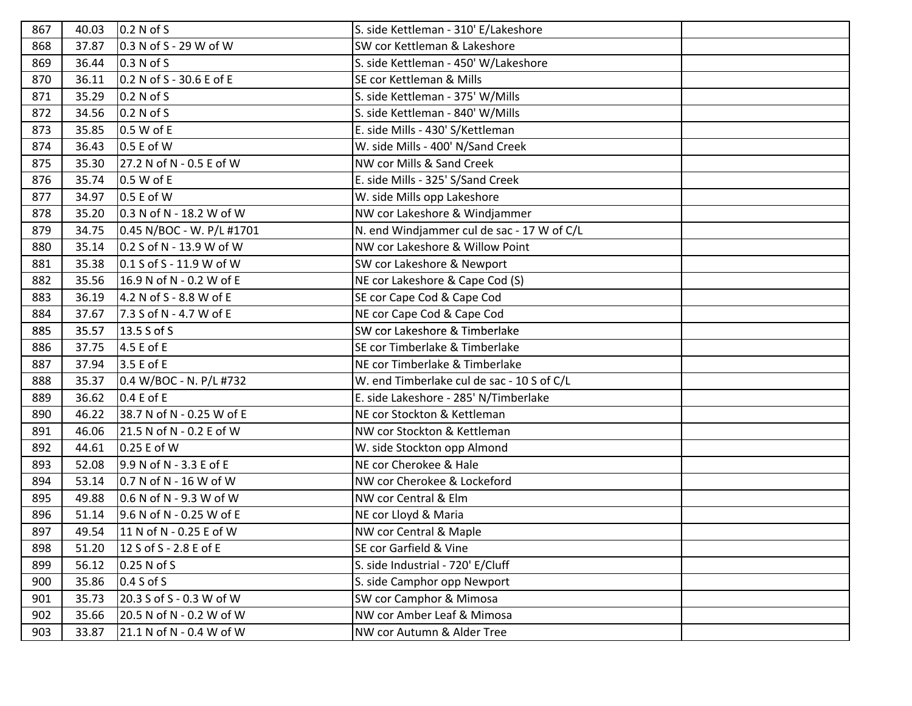| 867 | 40.03 | 0.2 N of S | S. side Kettleman - 310' E/Lakeshore | |
|---|---|---|---|---|
| 868 | 37.87 | 0.3 N of S - 29 W of W | SW cor Kettleman & Lakeshore | |
| 869 | 36.44 | 0.3 N of S | S. side Kettleman - 450' W/Lakeshore | |
| 870 | 36.11 | 0.2 N of S - 30.6 E of E | SE cor Kettleman & Mills | |
| 871 | 35.29 | 0.2 N of S | S. side Kettleman - 375' W/Mills | |
| 872 | 34.56 | 0.2 N of S | S. side Kettleman - 840' W/Mills | |
| 873 | 35.85 | 0.5 W of E | E. side Mills - 430' S/Kettleman | |
| 874 | 36.43 | 0.5 E of W | W. side Mills - 400' N/Sand Creek | |
| 875 | 35.30 | 27.2 N of N - 0.5 E of W | NW cor Mills & Sand Creek | |
| 876 | 35.74 | 0.5 W of E | E. side Mills - 325' S/Sand Creek | |
| 877 | 34.97 | 0.5 E of W | W. side Mills opp Lakeshore | |
| 878 | 35.20 | 0.3 N of N - 18.2 W of W | NW cor Lakeshore & Windjammer | |
| 879 | 34.75 | 0.45 N/BOC - W. P/L #1701 | N. end Windjammer cul de sac - 17 W of C/L | |
| 880 | 35.14 | 0.2 S of N - 13.9 W of W | NW cor Lakeshore & Willow Point | |
| 881 | 35.38 | 0.1 S of S - 11.9 W of W | SW cor Lakeshore & Newport | |
| 882 | 35.56 | 16.9 N of N - 0.2 W of E | NE cor Lakeshore & Cape Cod (S) | |
| 883 | 36.19 | 4.2 N of S - 8.8 W of E | SE cor Cape Cod & Cape Cod | |
| 884 | 37.67 | 7.3 S of N - 4.7 W of E | NE cor Cape Cod & Cape Cod | |
| 885 | 35.57 | 13.5 S of S | SW cor Lakeshore & Timberlake | |
| 886 | 37.75 | 4.5 E of E | SE cor Timberlake & Timberlake | |
| 887 | 37.94 | 3.5 E of E | NE cor Timberlake & Timberlake | |
| 888 | 35.37 | 0.4 W/BOC - N. P/L #732 | W. end Timberlake cul de sac - 10 S of C/L | |
| 889 | 36.62 | 0.4 E of E | E. side Lakeshore - 285' N/Timberlake | |
| 890 | 46.22 | 38.7 N of N - 0.25 W of E | NE cor Stockton & Kettleman | |
| 891 | 46.06 | 21.5 N of N - 0.2 E of W | NW cor Stockton & Kettleman | |
| 892 | 44.61 | 0.25 E of W | W. side Stockton opp Almond | |
| 893 | 52.08 | 9.9 N of N - 3.3 E of E | NE cor Cherokee & Hale | |
| 894 | 53.14 | 0.7 N of N - 16 W of W | NW cor Cherokee & Lockeford | |
| 895 | 49.88 | 0.6 N of N - 9.3 W of W | NW cor Central & Elm | |
| 896 | 51.14 | 9.6 N of N - 0.25 W of E | NE cor Lloyd & Maria | |
| 897 | 49.54 | 11 N of N - 0.25 E of W | NW cor Central & Maple | |
| 898 | 51.20 | 12 S of S - 2.8 E of E | SE cor Garfield & Vine | |
| 899 | 56.12 | 0.25 N of S | S. side Industrial - 720' E/Cluff | |
| 900 | 35.86 | 0.4 S of S | S. side Camphor opp Newport | |
| 901 | 35.73 | 20.3 S of S - 0.3 W of W | SW cor Camphor & Mimosa | |
| 902 | 35.66 | 20.5 N of N - 0.2 W of W | NW cor Amber Leaf & Mimosa | |
| 903 | 33.87 | 21.1 N of N - 0.4 W of W | NW cor Autumn & Alder Tree | |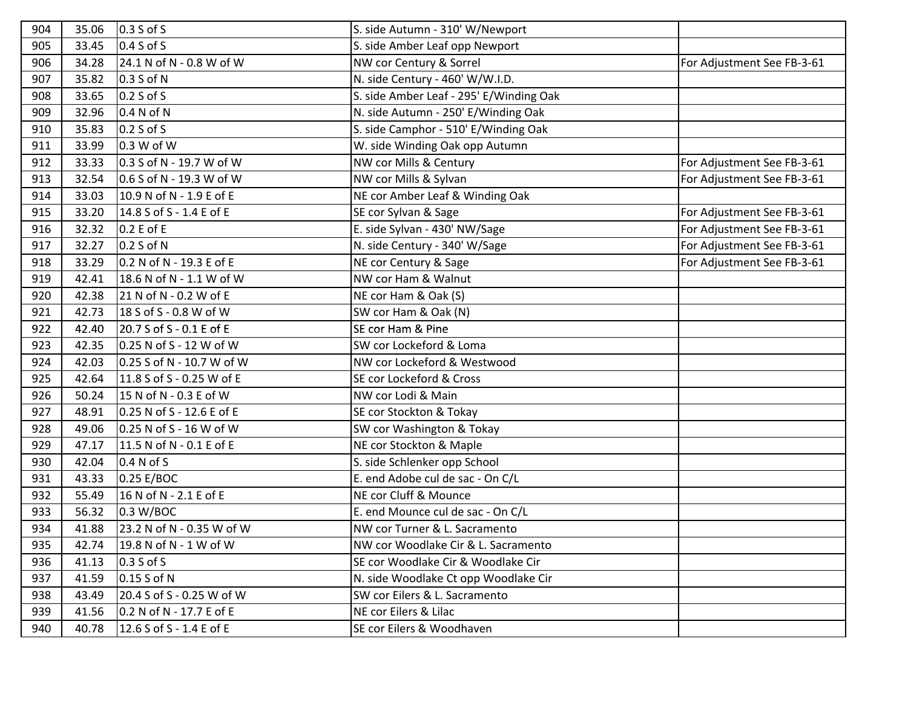| | | | | |
|---|---|---|---|---|
| 904 | 35.06 | 0.3 S of S | S. side Autumn - 310' W/Newport | |
| 905 | 33.45 | 0.4 S of S | S. side Amber Leaf opp Newport | |
| 906 | 34.28 | 24.1 N of N - 0.8 W of W | NW cor Century & Sorrel | For Adjustment See FB-3-61 |
| 907 | 35.82 | 0.3 S of N | N. side Century - 460' W/W.I.D. | |
| 908 | 33.65 | 0.2 S of S | S. side Amber Leaf - 295' E/Winding Oak | |
| 909 | 32.96 | 0.4 N of N | N. side Autumn - 250' E/Winding Oak | |
| 910 | 35.83 | 0.2 S of S | S. side Camphor - 510' E/Winding Oak | |
| 911 | 33.99 | 0.3 W of W | W. side Winding Oak opp Autumn | |
| 912 | 33.33 | 0.3 S of N - 19.7 W of W | NW cor Mills & Century | For Adjustment See FB-3-61 |
| 913 | 32.54 | 0.6 S of N - 19.3 W of W | NW cor Mills & Sylvan | For Adjustment See FB-3-61 |
| 914 | 33.03 | 10.9 N of N - 1.9 E of E | NE cor Amber Leaf & Winding Oak | |
| 915 | 33.20 | 14.8 S of S - 1.4 E of E | SE cor Sylvan & Sage | For Adjustment See FB-3-61 |
| 916 | 32.32 | 0.2 E of E | E. side Sylvan - 430' NW/Sage | For Adjustment See FB-3-61 |
| 917 | 32.27 | 0.2 S of N | N. side Century - 340' W/Sage | For Adjustment See FB-3-61 |
| 918 | 33.29 | 0.2 N of N - 19.3 E of E | NE cor Century & Sage | For Adjustment See FB-3-61 |
| 919 | 42.41 | 18.6 N of N - 1.1 W of W | NW cor Ham & Walnut | |
| 920 | 42.38 | 21 N of N - 0.2 W of E | NE cor Ham & Oak (S) | |
| 921 | 42.73 | 18 S of S - 0.8 W of W | SW cor Ham & Oak (N) | |
| 922 | 42.40 | 20.7 S of S - 0.1 E of E | SE cor Ham & Pine | |
| 923 | 42.35 | 0.25 N of S - 12 W of W | SW cor Lockeford & Loma | |
| 924 | 42.03 | 0.25 S of N - 10.7 W of W | NW cor Lockeford & Westwood | |
| 925 | 42.64 | 11.8 S of S - 0.25 W of E | SE cor Lockeford & Cross | |
| 926 | 50.24 | 15 N of N - 0.3 E of W | NW cor Lodi & Main | |
| 927 | 48.91 | 0.25 N of S - 12.6 E of E | SE cor Stockton & Tokay | |
| 928 | 49.06 | 0.25 N of S - 16 W of W | SW cor Washington & Tokay | |
| 929 | 47.17 | 11.5 N of N - 0.1 E of E | NE cor Stockton & Maple | |
| 930 | 42.04 | 0.4 N of S | S. side Schlenker opp School | |
| 931 | 43.33 | 0.25 E/BOC | E. end Adobe cul de sac - On C/L | |
| 932 | 55.49 | 16 N of N - 2.1 E of E | NE cor Cluff & Mounce | |
| 933 | 56.32 | 0.3 W/BOC | E. end Mounce cul de sac - On C/L | |
| 934 | 41.88 | 23.2 N of N - 0.35 W of W | NW cor Turner & L. Sacramento | |
| 935 | 42.74 | 19.8 N of N - 1 W of W | NW cor Woodlake Cir & L. Sacramento | |
| 936 | 41.13 | 0.3 S of S | SE cor Woodlake Cir & Woodlake Cir | |
| 937 | 41.59 | 0.15 S of N | N. side Woodlake Ct opp Woodlake Cir | |
| 938 | 43.49 | 20.4 S of S - 0.25 W of W | SW cor Eilers & L. Sacramento | |
| 939 | 41.56 | 0.2 N of N - 17.7 E of E | NE cor Eilers & Lilac | |
| 940 | 40.78 | 12.6 S of S - 1.4 E of E | SE cor Eilers & Woodhaven | |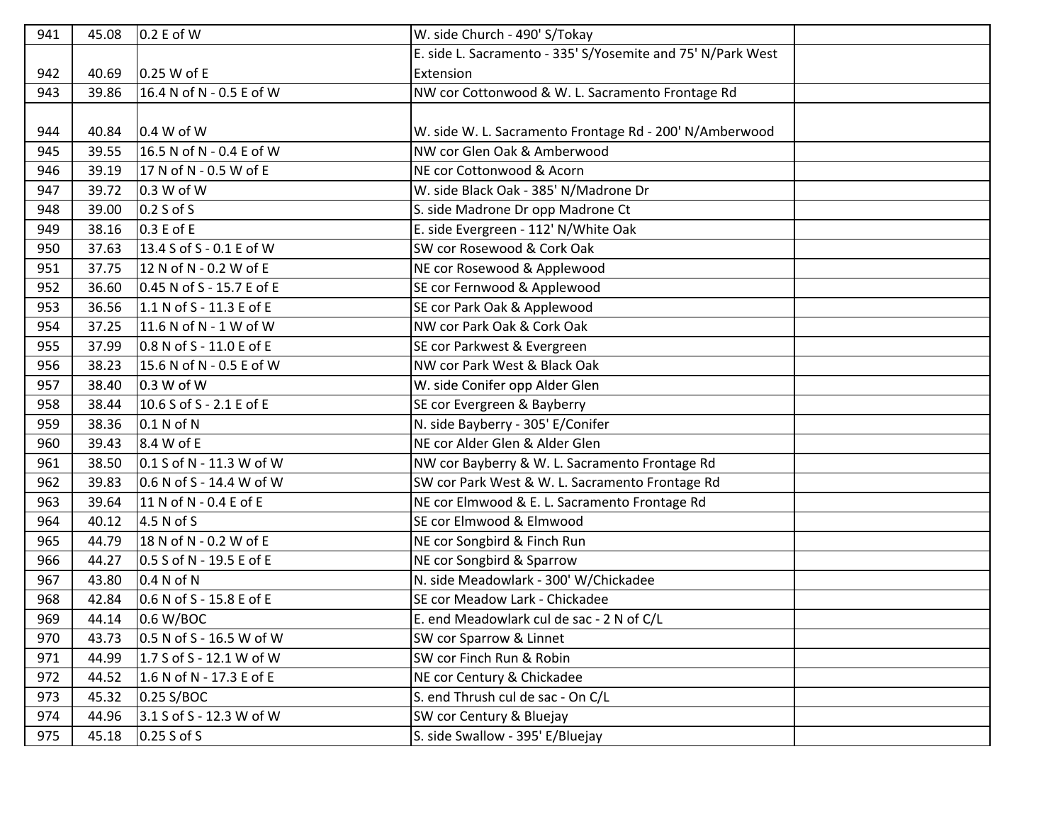| | | | | |
|---|---|---|---|---|
| 941 | 45.08 | 0.2 E of W | W. side Church - 490' S/Tokay | |
| 942 | 40.69 | 0.25 W of E | E. side L. Sacramento - 335' S/Yosemite and 75' N/Park West Extension | |
| 943 | 39.86 | 16.4 N of N - 0.5 E of W | NW cor Cottonwood & W. L. Sacramento Frontage Rd | |
| 944 | 40.84 | 0.4 W of W | W. side W. L. Sacramento Frontage Rd - 200' N/Amberwood | |
| 945 | 39.55 | 16.5 N of N - 0.4 E of W | NW cor Glen Oak & Amberwood | |
| 946 | 39.19 | 17 N of N - 0.5 W of E | NE cor Cottonwood & Acorn | |
| 947 | 39.72 | 0.3 W of W | W. side Black Oak - 385' N/Madrone Dr | |
| 948 | 39.00 | 0.2 S of S | S. side Madrone Dr opp Madrone Ct | |
| 949 | 38.16 | 0.3 E of E | E. side Evergreen - 112' N/White Oak | |
| 950 | 37.63 | 13.4 S of S - 0.1 E of W | SW cor Rosewood & Cork Oak | |
| 951 | 37.75 | 12 N of N - 0.2 W of E | NE cor Rosewood & Applewood | |
| 952 | 36.60 | 0.45 N of S - 15.7 E of E | SE cor Fernwood & Applewood | |
| 953 | 36.56 | 1.1 N of S - 11.3 E of E | SE cor Park Oak & Applewood | |
| 954 | 37.25 | 11.6 N of N - 1 W of W | NW cor Park Oak & Cork Oak | |
| 955 | 37.99 | 0.8 N of S - 11.0 E of E | SE cor Parkwest & Evergreen | |
| 956 | 38.23 | 15.6 N of N - 0.5 E of W | NW cor Park West & Black Oak | |
| 957 | 38.40 | 0.3 W of W | W. side Conifer opp Alder Glen | |
| 958 | 38.44 | 10.6 S of S - 2.1 E of E | SE cor Evergreen & Bayberry | |
| 959 | 38.36 | 0.1 N of N | N. side Bayberry - 305' E/Conifer | |
| 960 | 39.43 | 8.4 W of E | NE cor Alder Glen & Alder Glen | |
| 961 | 38.50 | 0.1 S of N - 11.3 W of W | NW cor Bayberry & W. L. Sacramento Frontage Rd | |
| 962 | 39.83 | 0.6 N of S - 14.4 W of W | SW cor Park West & W. L. Sacramento Frontage Rd | |
| 963 | 39.64 | 11 N of N - 0.4 E of E | NE cor Elmwood & E. L. Sacramento Frontage Rd | |
| 964 | 40.12 | 4.5 N of S | SE cor Elmwood & Elmwood | |
| 965 | 44.79 | 18 N of N - 0.2 W of E | NE cor Songbird & Finch Run | |
| 966 | 44.27 | 0.5 S of N - 19.5 E of E | NE cor Songbird & Sparrow | |
| 967 | 43.80 | 0.4 N of N | N. side Meadowlark - 300' W/Chickadee | |
| 968 | 42.84 | 0.6 N of S - 15.8 E of E | SE cor Meadow Lark - Chickadee | |
| 969 | 44.14 | 0.6 W/BOC | E. end Meadowlark cul de sac - 2 N of C/L | |
| 970 | 43.73 | 0.5 N of S - 16.5 W of W | SW cor Sparrow & Linnet | |
| 971 | 44.99 | 1.7 S of S - 12.1 W of W | SW cor Finch Run & Robin | |
| 972 | 44.52 | 1.6 N of N - 17.3 E of E | NE cor Century & Chickadee | |
| 973 | 45.32 | 0.25 S/BOC | S. end Thrush cul de sac - On C/L | |
| 974 | 44.96 | 3.1 S of S - 12.3 W of W | SW cor Century & Bluejay | |
| 975 | 45.18 | 0.25 S of S | S. side Swallow - 395' E/Bluejay | |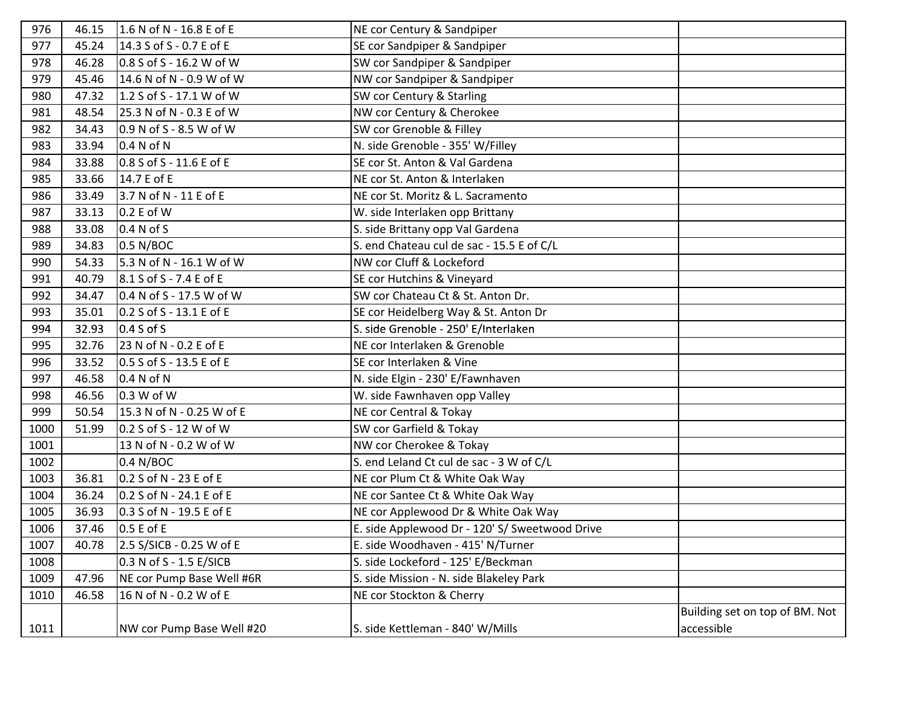| | | | | |
|---|---|---|---|---|
| 976 | 46.15 | 1.6 N of N - 16.8 E of E | NE cor Century & Sandpiper | |
| 977 | 45.24 | 14.3 S of S - 0.7 E of E | SE cor Sandpiper & Sandpiper | |
| 978 | 46.28 | 0.8 S of S - 16.2 W of W | SW cor Sandpiper & Sandpiper | |
| 979 | 45.46 | 14.6 N of N - 0.9 W of W | NW cor Sandpiper & Sandpiper | |
| 980 | 47.32 | 1.2 S of S - 17.1 W of W | SW cor Century & Starling | |
| 981 | 48.54 | 25.3 N of N - 0.3 E of W | NW cor Century & Cherokee | |
| 982 | 34.43 | 0.9 N of S - 8.5 W of W | SW cor Grenoble & Filley | |
| 983 | 33.94 | 0.4 N of N | N. side Grenoble - 355' W/Filley | |
| 984 | 33.88 | 0.8 S of S - 11.6 E of E | SE cor St. Anton & Val Gardena | |
| 985 | 33.66 | 14.7 E of E | NE cor St. Anton & Interlaken | |
| 986 | 33.49 | 3.7 N of N - 11 E of E | NE cor St. Moritz & L. Sacramento | |
| 987 | 33.13 | 0.2 E of W | W. side Interlaken opp Brittany | |
| 988 | 33.08 | 0.4 N of S | S. side Brittany opp Val Gardena | |
| 989 | 34.83 | 0.5 N/BOC | S. end Chateau cul de sac - 15.5 E of C/L | |
| 990 | 54.33 | 5.3 N of N - 16.1 W of W | NW cor Cluff & Lockeford | |
| 991 | 40.79 | 8.1 S of S - 7.4 E of E | SE cor Hutchins & Vineyard | |
| 992 | 34.47 | 0.4 N of S - 17.5 W of W | SW cor Chateau Ct & St. Anton Dr. | |
| 993 | 35.01 | 0.2 S of S - 13.1 E of E | SE cor Heidelberg Way & St. Anton Dr | |
| 994 | 32.93 | 0.4 S of S | S. side Grenoble - 250' E/Interlaken | |
| 995 | 32.76 | 23 N of N - 0.2 E of E | NE cor Interlaken & Grenoble | |
| 996 | 33.52 | 0.5 S of S - 13.5 E of E | SE cor Interlaken & Vine | |
| 997 | 46.58 | 0.4 N of N | N. side Elgin - 230' E/Fawnhaven | |
| 998 | 46.56 | 0.3 W of W | W. side Fawnhaven opp Valley | |
| 999 | 50.54 | 15.3 N of N - 0.25 W of E | NE cor Central & Tokay | |
| 1000 | 51.99 | 0.2 S of S - 12 W of W | SW cor Garfield & Tokay | |
| 1001 | | 13 N of N - 0.2 W of W | NW cor Cherokee & Tokay | |
| 1002 | | 0.4 N/BOC | S. end Leland Ct cul de sac - 3 W of C/L | |
| 1003 | 36.81 | 0.2 S of N - 23 E of E | NE cor Plum Ct & White Oak Way | |
| 1004 | 36.24 | 0.2 S of N - 24.1 E of E | NE cor Santee Ct & White Oak Way | |
| 1005 | 36.93 | 0.3 S of N - 19.5 E of E | NE cor Applewood Dr & White Oak Way | |
| 1006 | 37.46 | 0.5 E of E | E. side Applewood Dr - 120' S/ Sweetwood Drive | |
| 1007 | 40.78 | 2.5 S/SICB - 0.25 W of E | E. side Woodhaven - 415' N/Turner | |
| 1008 | | 0.3 N of S - 1.5 E/SICB | S. side Lockeford - 125' E/Beckman | |
| 1009 | 47.96 | NE cor Pump Base Well #6R | S. side Mission - N. side Blakeley Park | |
| 1010 | 46.58 | 16 N of N - 0.2 W of E | NE cor Stockton & Cherry | |
| 1011 | | NW cor Pump Base Well #20 | S. side Kettleman - 840' W/Mills | Building set on top of BM. Not accessible |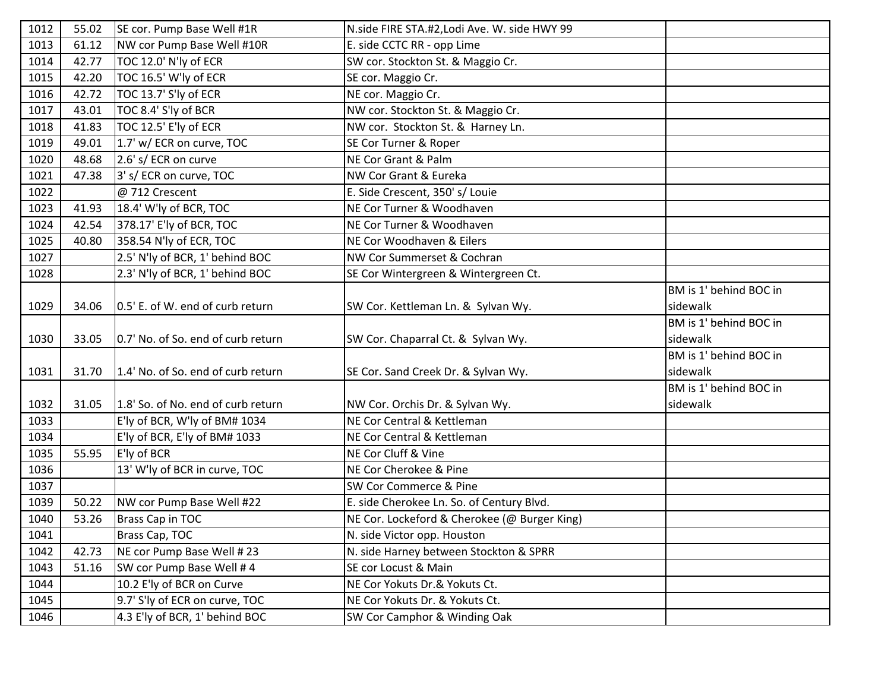| | | | | |
|---|---|---|---|---|
| 1012 | 55.02 | SE cor. Pump Base Well #1R | N.side FIRE STA.#2,Lodi Ave. W. side HWY 99 | |
| 1013 | 61.12 | NW cor Pump Base Well #10R | E. side CCTC RR - opp Lime | |
| 1014 | 42.77 | TOC 12.0' N'ly of ECR | SW cor. Stockton St. & Maggio Cr. | |
| 1015 | 42.20 | TOC 16.5' W'ly of ECR | SE cor. Maggio Cr. | |
| 1016 | 42.72 | TOC 13.7' S'ly of ECR | NE cor. Maggio Cr. | |
| 1017 | 43.01 | TOC 8.4' S'ly of BCR | NW cor. Stockton St. & Maggio Cr. | |
| 1018 | 41.83 | TOC 12.5' E'ly of ECR | NW cor. Stockton St. & Harney Ln. | |
| 1019 | 49.01 | 1.7' w/ ECR on curve, TOC | SE Cor Turner & Roper | |
| 1020 | 48.68 | 2.6' s/ ECR on curve | NE Cor Grant & Palm | |
| 1021 | 47.38 | 3' s/ ECR on curve, TOC | NW Cor Grant & Eureka | |
| 1022 | | @ 712 Crescent | E. Side Crescent, 350' s/ Louie | |
| 1023 | 41.93 | 18.4' W'ly of BCR, TOC | NE Cor Turner & Woodhaven | |
| 1024 | 42.54 | 378.17' E'ly of BCR, TOC | NE Cor Turner & Woodhaven | |
| 1025 | 40.80 | 358.54 N'ly of ECR, TOC | NE Cor Woodhaven & Eilers | |
| 1027 | | 2.5' N'ly of BCR, 1' behind BOC | NW Cor Summerset & Cochran | |
| 1028 | | 2.3' N'ly of BCR, 1' behind BOC | SE Cor Wintergreen & Wintergreen Ct. | |
| 1029 | 34.06 | 0.5' E. of W. end of curb return | SW Cor. Kettleman Ln. & Sylvan Wy. | BM is 1' behind BOC in sidewalk |
| 1030 | 33.05 | 0.7' No. of So. end of curb return | SW Cor. Chaparral Ct. & Sylvan Wy. | BM is 1' behind BOC in sidewalk |
| 1031 | 31.70 | 1.4' No. of So. end of curb return | SE Cor. Sand Creek Dr. & Sylvan Wy. | BM is 1' behind BOC in sidewalk |
| 1032 | 31.05 | 1.8' So. of No. end of curb return | NW Cor. Orchis Dr. & Sylvan Wy. | BM is 1' behind BOC in sidewalk |
| 1033 | | E'ly of BCR, W'ly of BM# 1034 | NE Cor Central & Kettleman | |
| 1034 | | E'ly of BCR, E'ly of BM# 1033 | NE Cor Central & Kettleman | |
| 1035 | 55.95 | E'ly of BCR | NE Cor Cluff & Vine | |
| 1036 | | 13' W'ly of BCR in curve, TOC | NE Cor Cherokee & Pine | |
| 1037 | | | SW Cor Commerce & Pine | |
| 1039 | 50.22 | NW cor Pump Base Well #22 | E. side Cherokee Ln. So. of Century Blvd. | |
| 1040 | 53.26 | Brass Cap in TOC | NE Cor. Lockeford & Cherokee (@ Burger King) | |
| 1041 | | Brass Cap, TOC | N. side Victor opp. Houston | |
| 1042 | 42.73 | NE cor Pump Base Well # 23 | N. side Harney between Stockton & SPRR | |
| 1043 | 51.16 | SW cor Pump Base Well # 4 | SE cor Locust & Main | |
| 1044 | | 10.2 E'ly of BCR on Curve | NE Cor Yokuts Dr.& Yokuts Ct. | |
| 1045 | | 9.7' S'ly of ECR on curve, TOC | NE Cor Yokuts Dr. & Yokuts Ct. | |
| 1046 | | 4.3 E'ly of BCR, 1' behind BOC | SW Cor Camphor & Winding Oak | |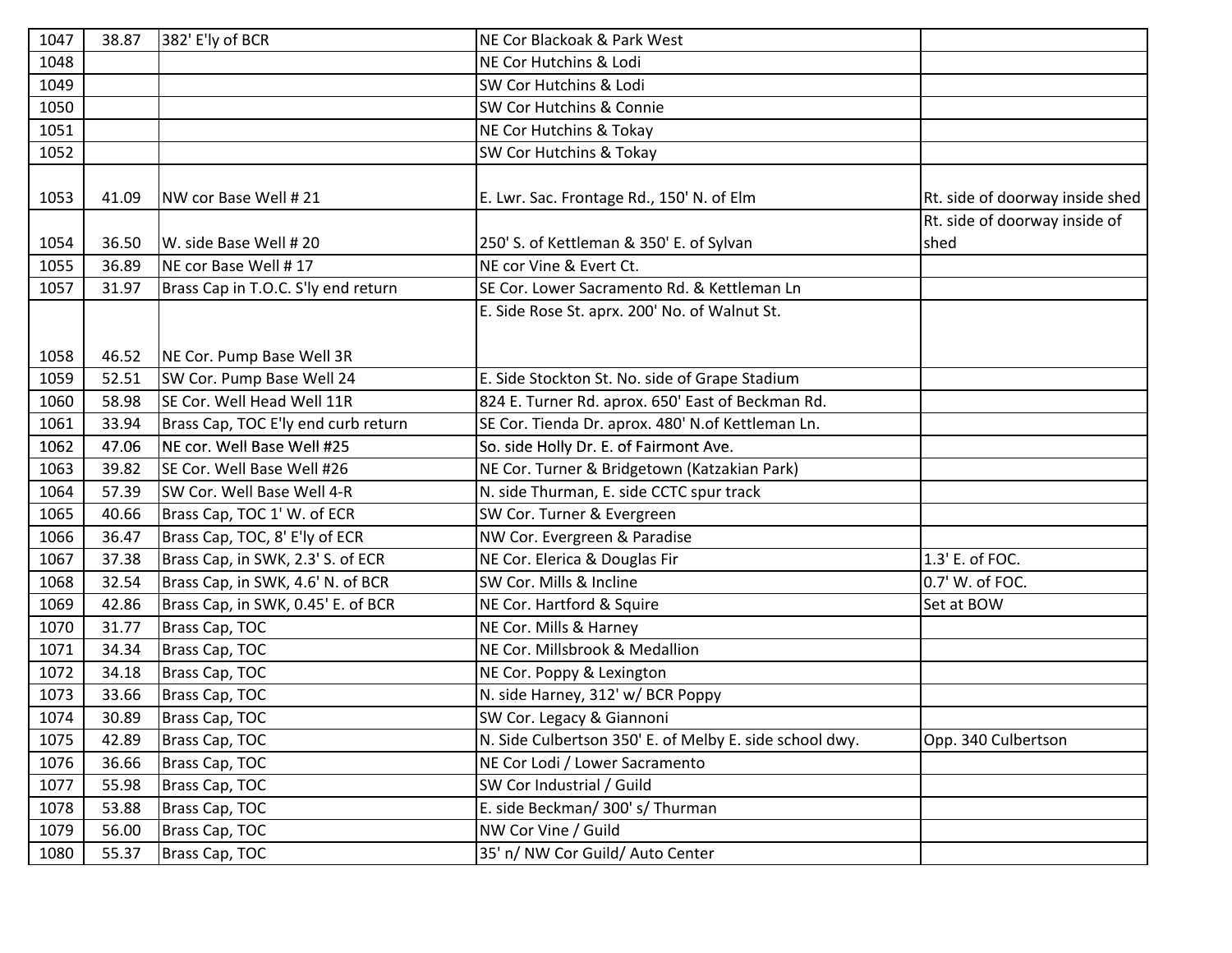| 1047 | 38.87 | 382' E'ly of BCR | NE Cor Blackoak & Park West | |
|---|---|---|---|---|
| 1048 | | | NE Cor Hutchins & Lodi | |
| 1049 | | | SW Cor Hutchins & Lodi | |
| 1050 | | | SW Cor Hutchins & Connie | |
| 1051 | | | NE Cor Hutchins & Tokay | |
| 1052 | | | SW Cor Hutchins & Tokay | |
| 1053 | 41.09 | NW cor Base Well # 21 | E. Lwr. Sac. Frontage Rd., 150' N. of Elm | Rt. side of doorway inside shed |
| 1054 | 36.50 | W. side Base Well # 20 | 250' S. of Kettleman & 350' E. of Sylvan | Rt. side of doorway inside of shed |
| 1055 | 36.89 | NE cor Base Well # 17 | NE cor Vine & Evert Ct. | |
| 1057 | 31.97 | Brass Cap in T.O.C. S'ly end return | SE Cor. Lower Sacramento Rd. & Kettleman Ln | |
| 1058 | 46.52 | NE Cor. Pump Base Well 3R | E. Side Rose St. aprx. 200' No. of Walnut St. | |
| 1059 | 52.51 | SW Cor. Pump Base Well 24 | E. Side Stockton St. No. side of Grape Stadium | |
| 1060 | 58.98 | SE Cor. Well Head Well 11R | 824 E. Turner Rd. aprox. 650' East of Beckman Rd. | |
| 1061 | 33.94 | Brass Cap, TOC E'ly end curb return | SE Cor. Tienda Dr. aprox. 480' N.of Kettleman Ln. | |
| 1062 | 47.06 | NE cor. Well Base Well #25 | So. side Holly Dr. E. of Fairmont Ave. | |
| 1063 | 39.82 | SE Cor. Well Base Well #26 | NE Cor. Turner & Bridgetown (Katzakian Park) | |
| 1064 | 57.39 | SW Cor. Well Base Well 4-R | N. side Thurman, E. side CCTC spur track | |
| 1065 | 40.66 | Brass Cap, TOC 1' W. of ECR | SW Cor. Turner & Evergreen | |
| 1066 | 36.47 | Brass Cap, TOC, 8' E'ly of ECR | NW Cor. Evergreen & Paradise | |
| 1067 | 37.38 | Brass Cap, in SWK, 2.3' S. of ECR | NE Cor. Elerica & Douglas Fir | 1.3' E. of FOC. |
| 1068 | 32.54 | Brass Cap, in SWK, 4.6' N. of BCR | SW Cor. Mills & Incline | 0.7' W. of FOC. |
| 1069 | 42.86 | Brass Cap, in SWK, 0.45' E. of BCR | NE Cor. Hartford & Squire | Set at BOW |
| 1070 | 31.77 | Brass Cap, TOC | NE Cor. Mills & Harney | |
| 1071 | 34.34 | Brass Cap, TOC | NE Cor. Millsbrook & Medallion | |
| 1072 | 34.18 | Brass Cap, TOC | NE Cor. Poppy & Lexington | |
| 1073 | 33.66 | Brass Cap, TOC | N. side Harney, 312' w/ BCR Poppy | |
| 1074 | 30.89 | Brass Cap, TOC | SW Cor. Legacy & Giannoni | |
| 1075 | 42.89 | Brass Cap, TOC | N. Side Culbertson 350' E. of Melby E. side school dwy. | Opp. 340 Culbertson |
| 1076 | 36.66 | Brass Cap, TOC | NE Cor Lodi / Lower Sacramento | |
| 1077 | 55.98 | Brass Cap, TOC | SW Cor Industrial / Guild | |
| 1078 | 53.88 | Brass Cap, TOC | E. side Beckman/ 300' s/ Thurman | |
| 1079 | 56.00 | Brass Cap, TOC | NW Cor Vine / Guild | |
| 1080 | 55.37 | Brass Cap, TOC | 35' n/ NW Cor Guild/ Auto Center | |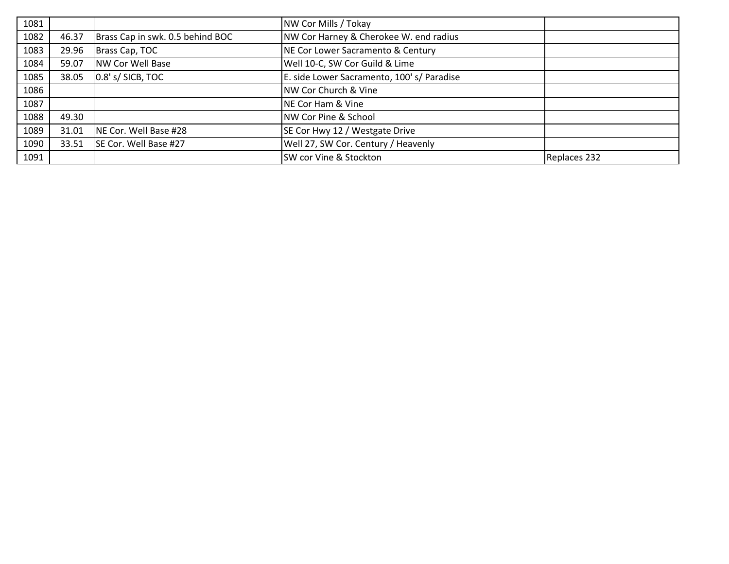| | | | | |
|---|---|---|---|---|
| 1081 | | | NW Cor Mills / Tokay | |
| 1082 | 46.37 | Brass Cap in swk. 0.5 behind BOC | NW Cor Harney & Cherokee W. end radius | |
| 1083 | 29.96 | Brass Cap, TOC | NE Cor Lower Sacramento & Century | |
| 1084 | 59.07 | NW Cor Well Base | Well 10-C, SW Cor Guild & Lime | |
| 1085 | 38.05 | 0.8' s/ SICB, TOC | E. side Lower Sacramento, 100' s/ Paradise | |
| 1086 | | | NW Cor Church & Vine | |
| 1087 | | | NE Cor Ham & Vine | |
| 1088 | 49.30 | | NW Cor Pine & School | |
| 1089 | 31.01 | NE Cor. Well Base #28 | SE Cor Hwy 12 / Westgate Drive | |
| 1090 | 33.51 | SE Cor. Well Base #27 | Well 27, SW Cor. Century / Heavenly | |
| 1091 | | | SW cor Vine & Stockton | Replaces 232 |